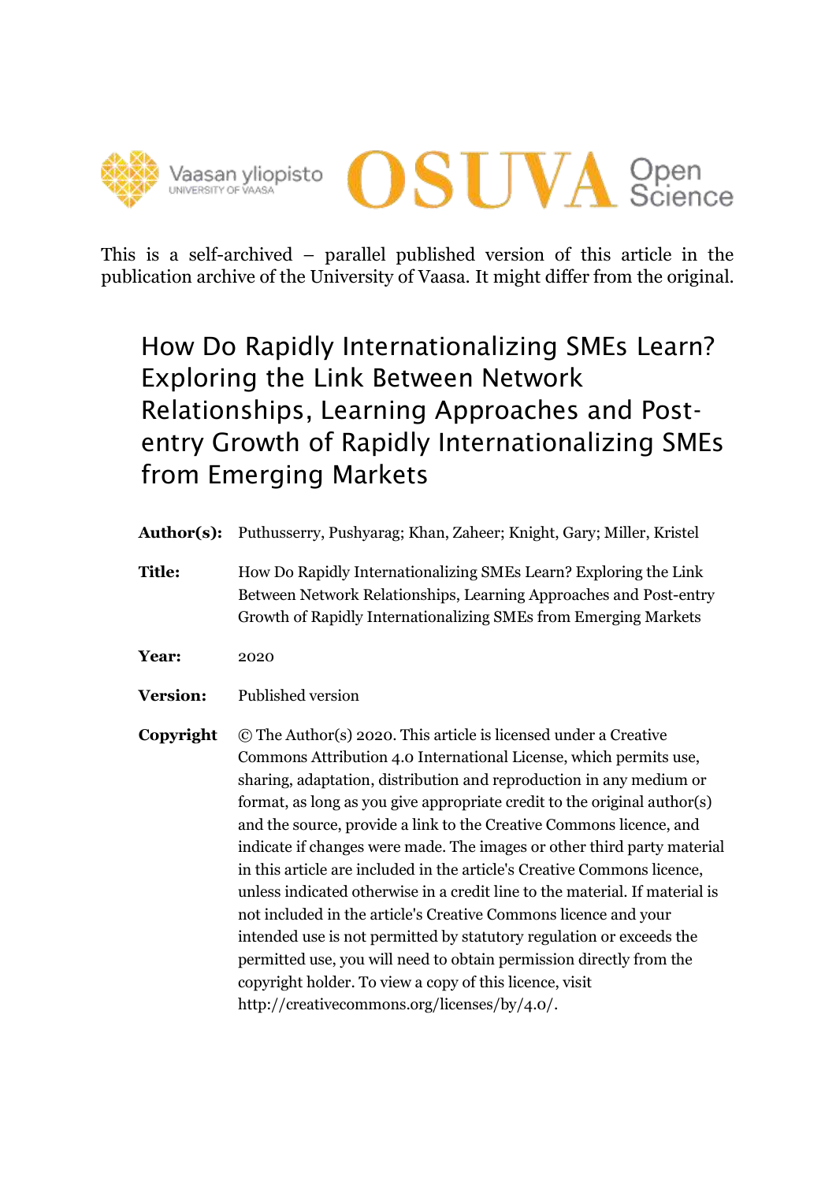This is a self-archived – parallel published version of this article in the publication archive of the University of Vaasa. It might differ from the original.

# How Do Rapidly Internationalizing SMEs Learn? Exploring the Link Between Network Relationships, Learning Approaches and Post-entry Growth of Rapidly Internationalizing SMEs from Emerging Markets

**Author(s):** Puthusserry, Pushyarag; Khan, Zaheer; Knight, Gary; Miller, Kristel

**Title:** How Do Rapidly Internationalizing SMEs Learn? Exploring the Link Between Network Relationships, Learning Approaches and Post-entry Growth of Rapidly Internationalizing SMEs from Emerging Markets

**Year:** 2020

**Version:** Published version

**Copyright** © The Author(s) 2020. This article is licensed under a Creative Commons Attribution 4.0 International License, which permits use, sharing, adaptation, distribution and reproduction in any medium or format, as long as you give appropriate credit to the original author(s) and the source, provide a link to the Creative Commons licence, and indicate if changes were made. The images or other third party material in this article are included in the article's Creative Commons licence, unless indicated otherwise in a credit line to the material. If material is not included in the article's Creative Commons licence and your intended use is not permitted by statutory regulation or exceeds the permitted use, you will need to obtain permission directly from the copyright holder. To view a copy of this licence, visit http://creativecommons.org/licenses/by/4.0/.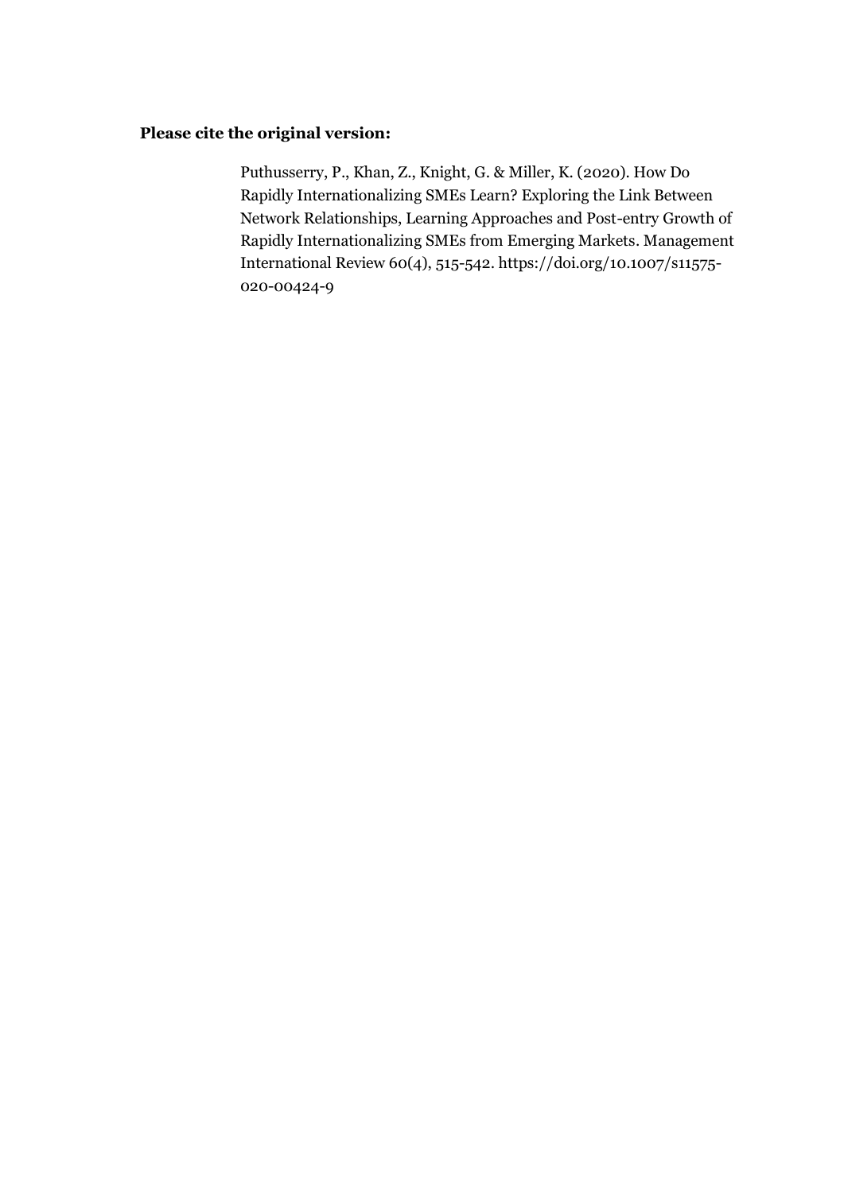**Please cite the original version:**

Puthusserry, P., Khan, Z., Knight, G. & Miller, K. (2020). How Do Rapidly Internationalizing SMEs Learn? Exploring the Link Between Network Relationships, Learning Approaches and Post-entry Growth of Rapidly Internationalizing SMEs from Emerging Markets. Management International Review 60(4), 515-542. https://doi.org/10.1007/s11575-020-00424-9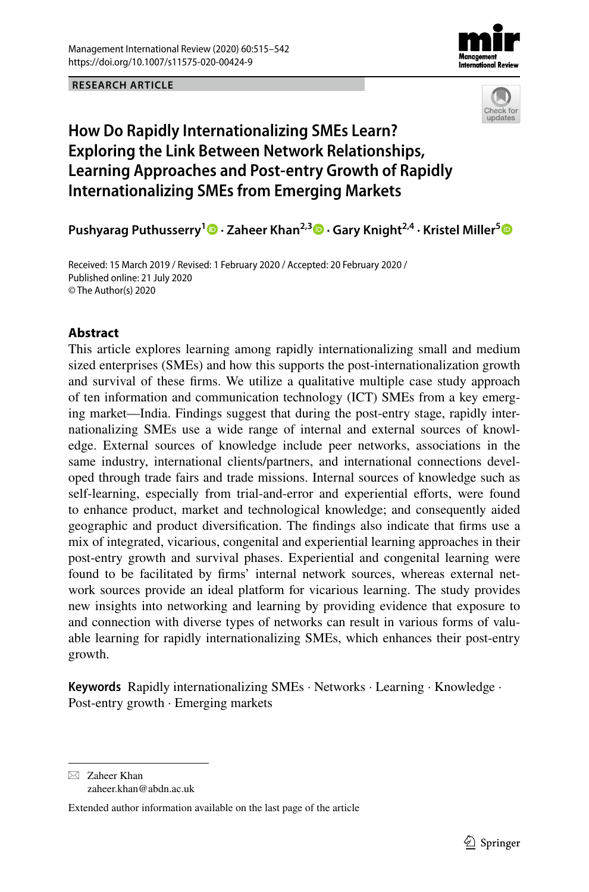RESEARCH ARTICLE

# How Do Rapidly Internationalizing SMEs Learn? Exploring the Link Between Network Relationships, Learning Approaches and Post-entry Growth of Rapidly Internationalizing SMEs from Emerging Markets

**Pushyarag Puthusserry[1] · Zaheer Khan[2,3] · Gary Knight[2,4] · Kristel Miller[5]**

Received: 15 March 2019 / Revised: 1 February 2020 / Accepted: 20 February 2020 / Published online: 21 July 2020
© The Author(s) 2020

## Abstract

This article explores learning among rapidly internationalizing small and medium sized enterprises (SMEs) and how this supports the post-internationalization growth and survival of these firms. We utilize a qualitative multiple case study approach of ten information and communication technology (ICT) SMEs from a key emerging market—India. Findings suggest that during the post-entry stage, rapidly internationalizing SMEs use a wide range of internal and external sources of knowledge. External sources of knowledge include peer networks, associations in the same industry, international clients/partners, and international connections developed through trade fairs and trade missions. Internal sources of knowledge such as self-learning, especially from trial-and-error and experiential efforts, were found to enhance product, market and technological knowledge; and consequently aided geographic and product diversification. The findings also indicate that firms use a mix of integrated, vicarious, congenital and experiential learning approaches in their post-entry growth and survival phases. Experiential and congenital learning were found to be facilitated by firms' internal network sources, whereas external network sources provide an ideal platform for vicarious learning. The study provides new insights into networking and learning by providing evidence that exposure to and connection with diverse types of networks can result in various forms of valuable learning for rapidly internationalizing SMEs, which enhances their post-entry growth.

**Keywords** Rapidly internationalizing SMEs · Networks · Learning · Knowledge · Post-entry growth · Emerging markets

---

✉ Zaheer Khan
zaheer.khan@abdn.ac.uk

Extended author information available on the last page of the article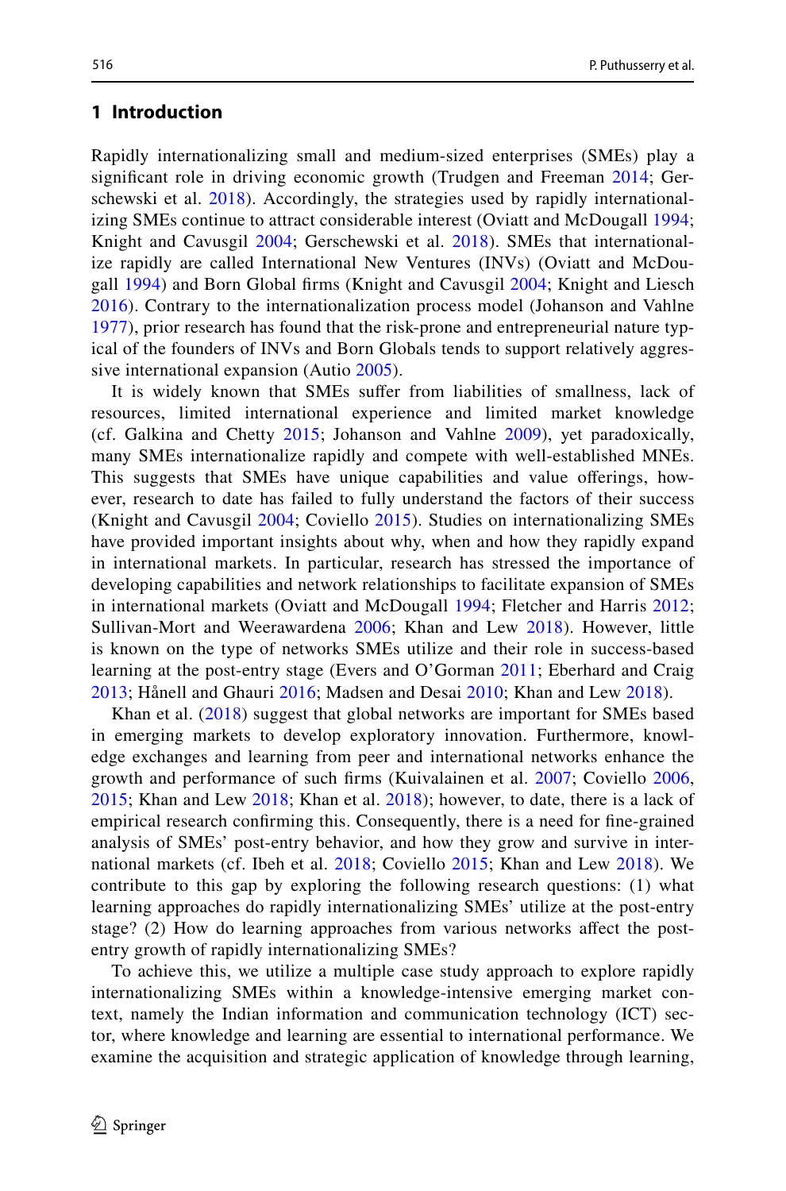## 1 Introduction

Rapidly internationalizing small and medium-sized enterprises (SMEs) play a significant role in driving economic growth (Trudgen and Freeman 2014; Gerschewski et al. 2018). Accordingly, the strategies used by rapidly internationalizing SMEs continue to attract considerable interest (Oviatt and McDougall 1994; Knight and Cavusgil 2004; Gerschewski et al. 2018). SMEs that internationalize rapidly are called International New Ventures (INVs) (Oviatt and McDougall 1994) and Born Global firms (Knight and Cavusgil 2004; Knight and Liesch 2016). Contrary to the internationalization process model (Johanson and Vahlne 1977), prior research has found that the risk-prone and entrepreneurial nature typical of the founders of INVs and Born Globals tends to support relatively aggressive international expansion (Autio 2005).

It is widely known that SMEs suffer from liabilities of smallness, lack of resources, limited international experience and limited market knowledge (cf. Galkina and Chetty 2015; Johanson and Vahlne 2009), yet paradoxically, many SMEs internationalize rapidly and compete with well-established MNEs. This suggests that SMEs have unique capabilities and value offerings, however, research to date has failed to fully understand the factors of their success (Knight and Cavusgil 2004; Coviello 2015). Studies on internationalizing SMEs have provided important insights about why, when and how they rapidly expand in international markets. In particular, research has stressed the importance of developing capabilities and network relationships to facilitate expansion of SMEs in international markets (Oviatt and McDougall 1994; Fletcher and Harris 2012; Sullivan-Mort and Weerawardena 2006; Khan and Lew 2018). However, little is known on the type of networks SMEs utilize and their role in success-based learning at the post-entry stage (Evers and O'Gorman 2011; Eberhard and Craig 2013; Hånell and Ghauri 2016; Madsen and Desai 2010; Khan and Lew 2018).

Khan et al. (2018) suggest that global networks are important for SMEs based in emerging markets to develop exploratory innovation. Furthermore, knowledge exchanges and learning from peer and international networks enhance the growth and performance of such firms (Kuivalainen et al. 2007; Coviello 2006, 2015; Khan and Lew 2018; Khan et al. 2018); however, to date, there is a lack of empirical research confirming this. Consequently, there is a need for fine-grained analysis of SMEs' post-entry behavior, and how they grow and survive in international markets (cf. Ibeh et al. 2018; Coviello 2015; Khan and Lew 2018). We contribute to this gap by exploring the following research questions: (1) what learning approaches do rapidly internationalizing SMEs' utilize at the post-entry stage? (2) How do learning approaches from various networks affect the post-entry growth of rapidly internationalizing SMEs?

To achieve this, we utilize a multiple case study approach to explore rapidly internationalizing SMEs within a knowledge-intensive emerging market context, namely the Indian information and communication technology (ICT) sector, where knowledge and learning are essential to international performance. We examine the acquisition and strategic application of knowledge through learning,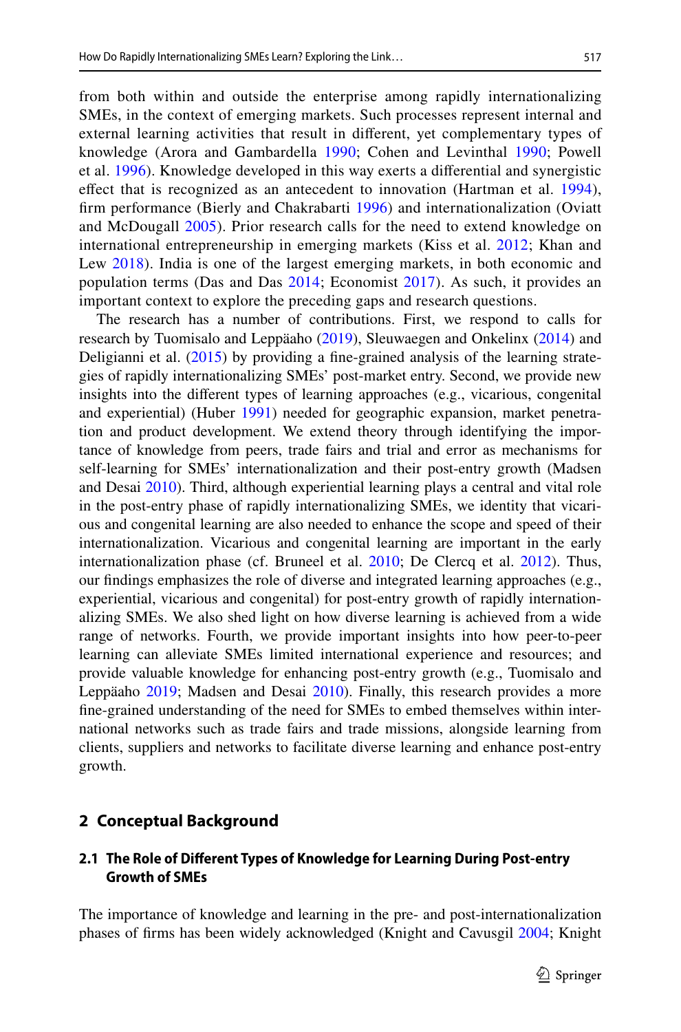from both within and outside the enterprise among rapidly internationalizing SMEs, in the context of emerging markets. Such processes represent internal and external learning activities that result in different, yet complementary types of knowledge (Arora and Gambardella 1990; Cohen and Levinthal 1990; Powell et al. 1996). Knowledge developed in this way exerts a differential and synergistic effect that is recognized as an antecedent to innovation (Hartman et al. 1994), firm performance (Bierly and Chakrabarti 1996) and internationalization (Oviatt and McDougall 2005). Prior research calls for the need to extend knowledge on international entrepreneurship in emerging markets (Kiss et al. 2012; Khan and Lew 2018). India is one of the largest emerging markets, in both economic and population terms (Das and Das 2014; Economist 2017). As such, it provides an important context to explore the preceding gaps and research questions.

The research has a number of contributions. First, we respond to calls for research by Tuomisalo and Leppäaho (2019), Sleuwaegen and Onkelinx (2014) and Deligianni et al. (2015) by providing a fine-grained analysis of the learning strategies of rapidly internationalizing SMEs' post-market entry. Second, we provide new insights into the different types of learning approaches (e.g., vicarious, congenital and experiential) (Huber 1991) needed for geographic expansion, market penetration and product development. We extend theory through identifying the importance of knowledge from peers, trade fairs and trial and error as mechanisms for self-learning for SMEs' internationalization and their post-entry growth (Madsen and Desai 2010). Third, although experiential learning plays a central and vital role in the post-entry phase of rapidly internationalizing SMEs, we identity that vicarious and congenital learning are also needed to enhance the scope and speed of their internationalization. Vicarious and congenital learning are important in the early internationalization phase (cf. Bruneel et al. 2010; De Clercq et al. 2012). Thus, our findings emphasizes the role of diverse and integrated learning approaches (e.g., experiential, vicarious and congenital) for post-entry growth of rapidly internationalizing SMEs. We also shed light on how diverse learning is achieved from a wide range of networks. Fourth, we provide important insights into how peer-to-peer learning can alleviate SMEs limited international experience and resources; and provide valuable knowledge for enhancing post-entry growth (e.g., Tuomisalo and Leppäaho 2019; Madsen and Desai 2010). Finally, this research provides a more fine-grained understanding of the need for SMEs to embed themselves within international networks such as trade fairs and trade missions, alongside learning from clients, suppliers and networks to facilitate diverse learning and enhance post-entry growth.

## 2 Conceptual Background

### 2.1 The Role of Different Types of Knowledge for Learning During Post-entry Growth of SMEs

The importance of knowledge and learning in the pre- and post-internationalization phases of firms has been widely acknowledged (Knight and Cavusgil 2004; Knight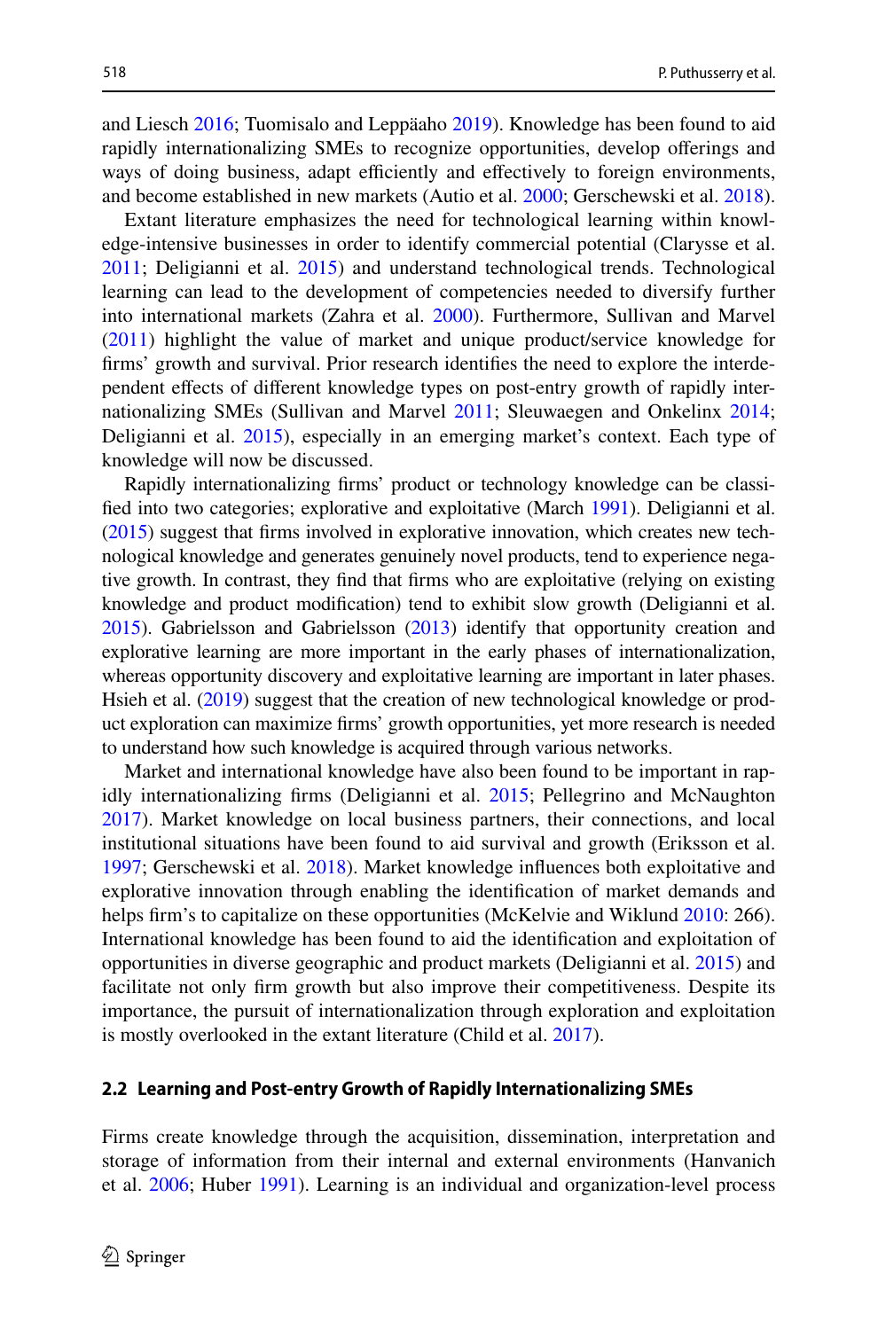and Liesch 2016; Tuomisalo and Leppäaho 2019). Knowledge has been found to aid rapidly internationalizing SMEs to recognize opportunities, develop offerings and ways of doing business, adapt efficiently and effectively to foreign environments, and become established in new markets (Autio et al. 2000; Gerschewski et al. 2018).

Extant literature emphasizes the need for technological learning within knowledge-intensive businesses in order to identify commercial potential (Clarysse et al. 2011; Deligianni et al. 2015) and understand technological trends. Technological learning can lead to the development of competencies needed to diversify further into international markets (Zahra et al. 2000). Furthermore, Sullivan and Marvel (2011) highlight the value of market and unique product/service knowledge for firms' growth and survival. Prior research identifies the need to explore the interdependent effects of different knowledge types on post-entry growth of rapidly internationalizing SMEs (Sullivan and Marvel 2011; Sleuwaegen and Onkelinx 2014; Deligianni et al. 2015), especially in an emerging market's context. Each type of knowledge will now be discussed.

Rapidly internationalizing firms' product or technology knowledge can be classified into two categories; explorative and exploitative (March 1991). Deligianni et al. (2015) suggest that firms involved in explorative innovation, which creates new technological knowledge and generates genuinely novel products, tend to experience negative growth. In contrast, they find that firms who are exploitative (relying on existing knowledge and product modification) tend to exhibit slow growth (Deligianni et al. 2015). Gabrielsson and Gabrielsson (2013) identify that opportunity creation and explorative learning are more important in the early phases of internationalization, whereas opportunity discovery and exploitative learning are important in later phases. Hsieh et al. (2019) suggest that the creation of new technological knowledge or product exploration can maximize firms' growth opportunities, yet more research is needed to understand how such knowledge is acquired through various networks.

Market and international knowledge have also been found to be important in rapidly internationalizing firms (Deligianni et al. 2015; Pellegrino and McNaughton 2017). Market knowledge on local business partners, their connections, and local institutional situations have been found to aid survival and growth (Eriksson et al. 1997; Gerschewski et al. 2018). Market knowledge influences both exploitative and explorative innovation through enabling the identification of market demands and helps firm's to capitalize on these opportunities (McKelvie and Wiklund 2010: 266). International knowledge has been found to aid the identification and exploitation of opportunities in diverse geographic and product markets (Deligianni et al. 2015) and facilitate not only firm growth but also improve their competitiveness. Despite its importance, the pursuit of internationalization through exploration and exploitation is mostly overlooked in the extant literature (Child et al. 2017).

### 2.2 Learning and Post-entry Growth of Rapidly Internationalizing SMEs

Firms create knowledge through the acquisition, dissemination, interpretation and storage of information from their internal and external environments (Hanvanich et al. 2006; Huber 1991). Learning is an individual and organization-level process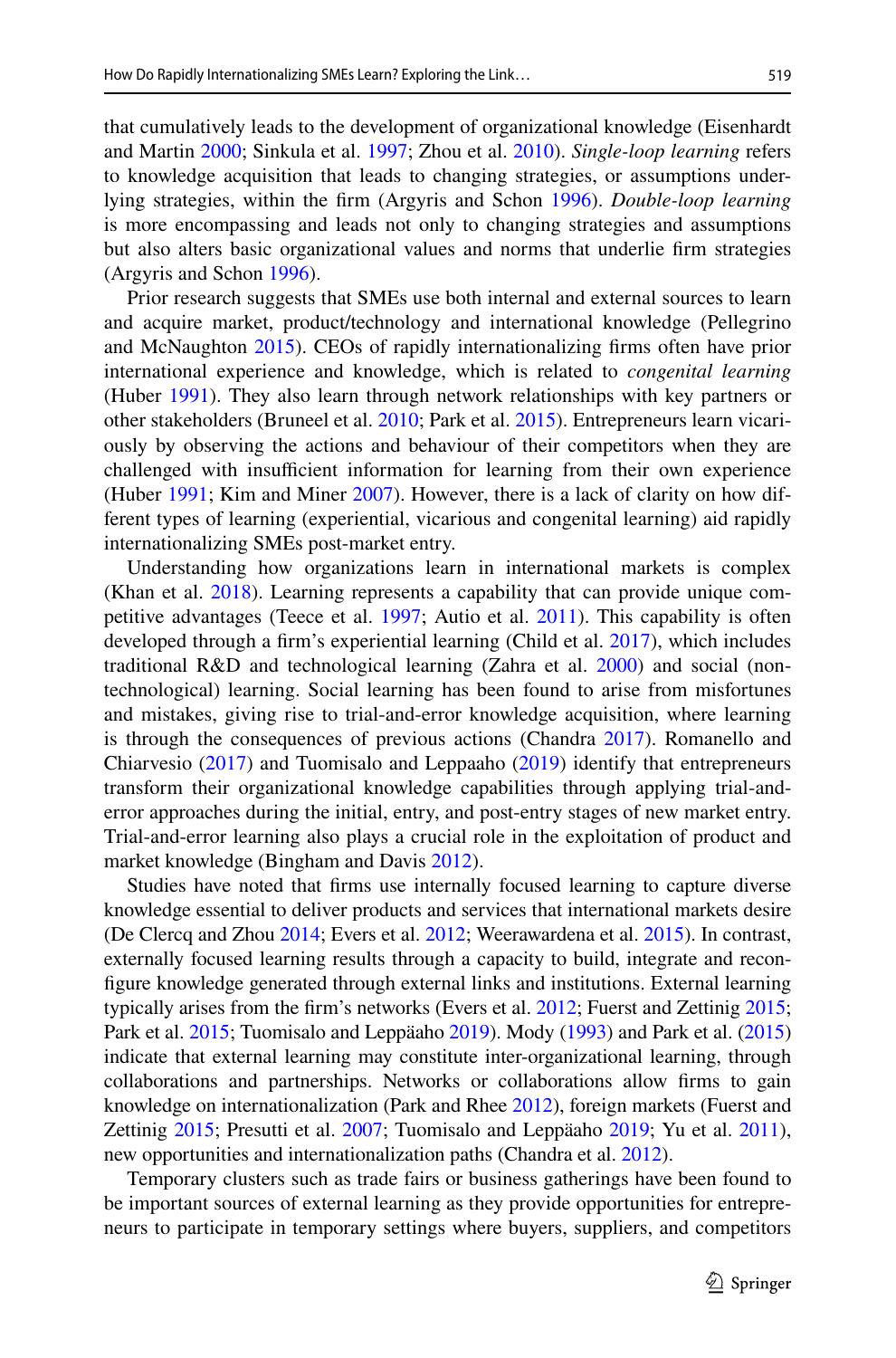that cumulatively leads to the development of organizational knowledge (Eisenhardt and Martin 2000; Sinkula et al. 1997; Zhou et al. 2010). *Single-loop learning* refers to knowledge acquisition that leads to changing strategies, or assumptions underlying strategies, within the firm (Argyris and Schon 1996). *Double-loop learning* is more encompassing and leads not only to changing strategies and assumptions but also alters basic organizational values and norms that underlie firm strategies (Argyris and Schon 1996).

Prior research suggests that SMEs use both internal and external sources to learn and acquire market, product/technology and international knowledge (Pellegrino and McNaughton 2015). CEOs of rapidly internationalizing firms often have prior international experience and knowledge, which is related to *congenital learning* (Huber 1991). They also learn through network relationships with key partners or other stakeholders (Bruneel et al. 2010; Park et al. 2015). Entrepreneurs learn vicariously by observing the actions and behaviour of their competitors when they are challenged with insufficient information for learning from their own experience (Huber 1991; Kim and Miner 2007). However, there is a lack of clarity on how different types of learning (experiential, vicarious and congenital learning) aid rapidly internationalizing SMEs post-market entry.

Understanding how organizations learn in international markets is complex (Khan et al. 2018). Learning represents a capability that can provide unique competitive advantages (Teece et al. 1997; Autio et al. 2011). This capability is often developed through a firm's experiential learning (Child et al. 2017), which includes traditional R&D and technological learning (Zahra et al. 2000) and social (non-technological) learning. Social learning has been found to arise from misfortunes and mistakes, giving rise to trial-and-error knowledge acquisition, where learning is through the consequences of previous actions (Chandra 2017). Romanello and Chiarvesio (2017) and Tuomisalo and Leppaaho (2019) identify that entrepreneurs transform their organizational knowledge capabilities through applying trial-and-error approaches during the initial, entry, and post-entry stages of new market entry. Trial-and-error learning also plays a crucial role in the exploitation of product and market knowledge (Bingham and Davis 2012).

Studies have noted that firms use internally focused learning to capture diverse knowledge essential to deliver products and services that international markets desire (De Clercq and Zhou 2014; Evers et al. 2012; Weerawardena et al. 2015). In contrast, externally focused learning results through a capacity to build, integrate and reconfigure knowledge generated through external links and institutions. External learning typically arises from the firm's networks (Evers et al. 2012; Fuerst and Zettinig 2015; Park et al. 2015; Tuomisalo and Leppäaho 2019). Mody (1993) and Park et al. (2015) indicate that external learning may constitute inter-organizational learning, through collaborations and partnerships. Networks or collaborations allow firms to gain knowledge on internationalization (Park and Rhee 2012), foreign markets (Fuerst and Zettinig 2015; Presutti et al. 2007; Tuomisalo and Leppäaho 2019; Yu et al. 2011), new opportunities and internationalization paths (Chandra et al. 2012).

Temporary clusters such as trade fairs or business gatherings have been found to be important sources of external learning as they provide opportunities for entrepreneurs to participate in temporary settings where buyers, suppliers, and competitors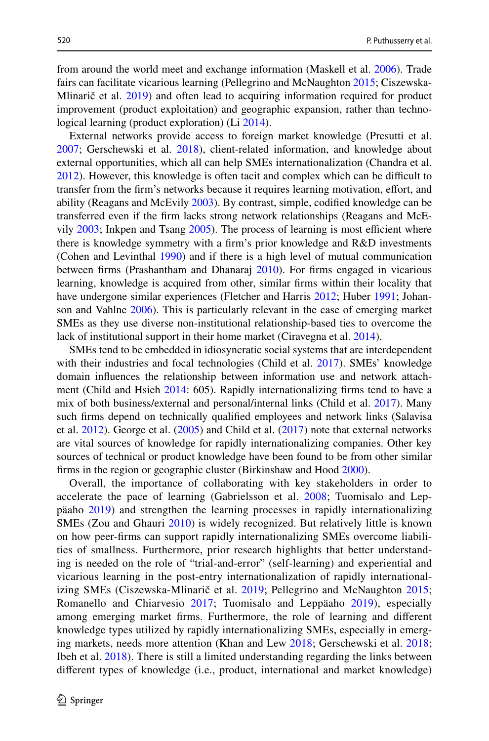from around the world meet and exchange information (Maskell et al. 2006). Trade fairs can facilitate vicarious learning (Pellegrino and McNaughton 2015; Ciszewska-Mlinarič et al. 2019) and often lead to acquiring information required for product improvement (product exploitation) and geographic expansion, rather than technological learning (product exploration) (Li 2014).

External networks provide access to foreign market knowledge (Presutti et al. 2007; Gerschewski et al. 2018), client-related information, and knowledge about external opportunities, which all can help SMEs internationalization (Chandra et al. 2012). However, this knowledge is often tacit and complex which can be difficult to transfer from the firm's networks because it requires learning motivation, effort, and ability (Reagans and McEvily 2003). By contrast, simple, codified knowledge can be transferred even if the firm lacks strong network relationships (Reagans and McEvily 2003; Inkpen and Tsang 2005). The process of learning is most efficient where there is knowledge symmetry with a firm's prior knowledge and R&D investments (Cohen and Levinthal 1990) and if there is a high level of mutual communication between firms (Prashantham and Dhanaraj 2010). For firms engaged in vicarious learning, knowledge is acquired from other, similar firms within their locality that have undergone similar experiences (Fletcher and Harris 2012; Huber 1991; Johanson and Vahlne 2006). This is particularly relevant in the case of emerging market SMEs as they use diverse non-institutional relationship-based ties to overcome the lack of institutional support in their home market (Ciravegna et al. 2014).

SMEs tend to be embedded in idiosyncratic social systems that are interdependent with their industries and focal technologies (Child et al. 2017). SMEs' knowledge domain influences the relationship between information use and network attachment (Child and Hsieh 2014: 605). Rapidly internationalizing firms tend to have a mix of both business/external and personal/internal links (Child et al. 2017). Many such firms depend on technically qualified employees and network links (Salavisa et al. 2012). George et al. (2005) and Child et al. (2017) note that external networks are vital sources of knowledge for rapidly internationalizing companies. Other key sources of technical or product knowledge have been found to be from other similar firms in the region or geographic cluster (Birkinshaw and Hood 2000).

Overall, the importance of collaborating with key stakeholders in order to accelerate the pace of learning (Gabrielsson et al. 2008; Tuomisalo and Leppäaho 2019) and strengthen the learning processes in rapidly internationalizing SMEs (Zou and Ghauri 2010) is widely recognized. But relatively little is known on how peer-firms can support rapidly internationalizing SMEs overcome liabilities of smallness. Furthermore, prior research highlights that better understanding is needed on the role of "trial-and-error" (self-learning) and experiential and vicarious learning in the post-entry internationalization of rapidly internationalizing SMEs (Ciszewska-Mlinarič et al. 2019; Pellegrino and McNaughton 2015; Romanello and Chiarvesio 2017; Tuomisalo and Leppäaho 2019), especially among emerging market firms. Furthermore, the role of learning and different knowledge types utilized by rapidly internationalizing SMEs, especially in emerging markets, needs more attention (Khan and Lew 2018; Gerschewski et al. 2018; Ibeh et al. 2018). There is still a limited understanding regarding the links between different types of knowledge (i.e., product, international and market knowledge)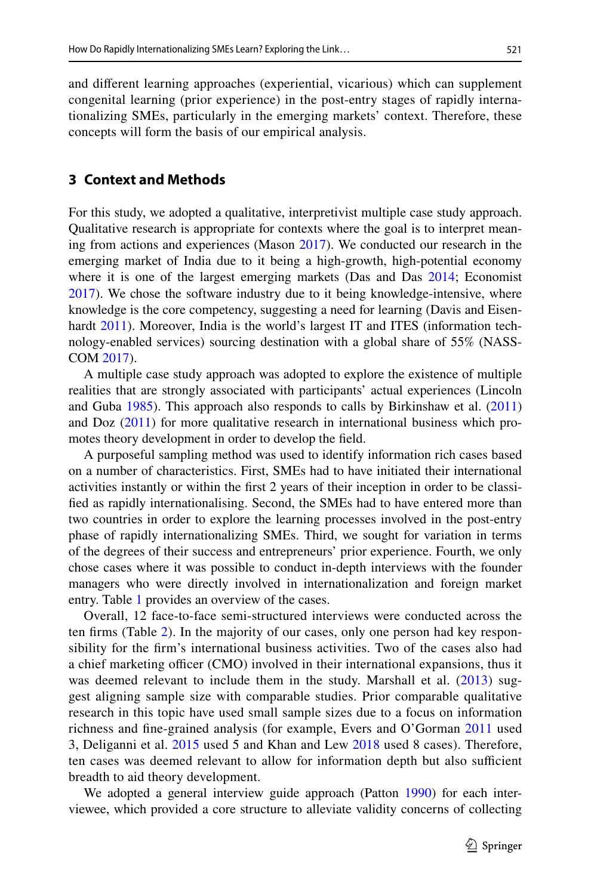and different learning approaches (experiential, vicarious) which can supplement congenital learning (prior experience) in the post-entry stages of rapidly internationalizing SMEs, particularly in the emerging markets' context. Therefore, these concepts will form the basis of our empirical analysis.

## 3 Context and Methods

For this study, we adopted a qualitative, interpretivist multiple case study approach. Qualitative research is appropriate for contexts where the goal is to interpret meaning from actions and experiences (Mason 2017). We conducted our research in the emerging market of India due to it being a high-growth, high-potential economy where it is one of the largest emerging markets (Das and Das 2014; Economist 2017). We chose the software industry due to it being knowledge-intensive, where knowledge is the core competency, suggesting a need for learning (Davis and Eisenhardt 2011). Moreover, India is the world's largest IT and ITES (information technology-enabled services) sourcing destination with a global share of 55% (NASSCOM 2017).

A multiple case study approach was adopted to explore the existence of multiple realities that are strongly associated with participants' actual experiences (Lincoln and Guba 1985). This approach also responds to calls by Birkinshaw et al. (2011) and Doz (2011) for more qualitative research in international business which promotes theory development in order to develop the field.

A purposeful sampling method was used to identify information rich cases based on a number of characteristics. First, SMEs had to have initiated their international activities instantly or within the first 2 years of their inception in order to be classified as rapidly internationalising. Second, the SMEs had to have entered more than two countries in order to explore the learning processes involved in the post-entry phase of rapidly internationalizing SMEs. Third, we sought for variation in terms of the degrees of their success and entrepreneurs' prior experience. Fourth, we only chose cases where it was possible to conduct in-depth interviews with the founder managers who were directly involved in internationalization and foreign market entry. Table 1 provides an overview of the cases.

Overall, 12 face-to-face semi-structured interviews were conducted across the ten firms (Table 2). In the majority of our cases, only one person had key responsibility for the firm's international business activities. Two of the cases also had a chief marketing officer (CMO) involved in their international expansions, thus it was deemed relevant to include them in the study. Marshall et al. (2013) suggest aligning sample size with comparable studies. Prior comparable qualitative research in this topic have used small sample sizes due to a focus on information richness and fine-grained analysis (for example, Evers and O'Gorman 2011 used 3, Deligianni et al. 2015 used 5 and Khan and Lew 2018 used 8 cases). Therefore, ten cases was deemed relevant to allow for information depth but also sufficient breadth to aid theory development.

We adopted a general interview guide approach (Patton 1990) for each interviewee, which provided a core structure to alleviate validity concerns of collecting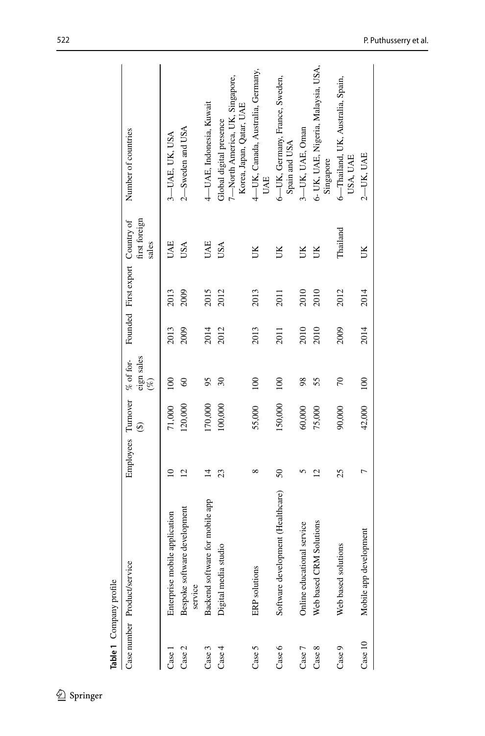**Table 1** Company profile

| Case number | Product/service | Employees | Turnover ($) | % of foreign sales (%) | Founded | First export | Country of first foreign sales | Number of countries |
|---|---|---|---|---|---|---|---|---|
| Case 1 | Enterprise mobile application | 10 | 71,000 | 100 | 2013 | 2013 | UAE | 3—UAE, UK, USA |
| Case 2 | Bespoke software development service | 12 | 120,000 | 60 | 2009 | 2009 | USA | 2—Sweden and USA |
| Case 3 | Backend software for mobile app | 14 | 170,000 | 95 | 2014 | 2015 | UAE | 4—UAE, Indonesia, Kuwait |
| Case 4 | Digital media studio | 23 | 100,000 | 30 | 2012 | 2012 | USA | Global digital presence 7—North America, UK, Singapore, Korea, Japan, Qatar, UAE |
| Case 5 | ERP solutions | 8 | 55,000 | 100 | 2013 | 2013 | UK | 4—UK, Canada, Australia, Germany, UAE |
| Case 6 | Software development (Healthcare) | 50 | 150,000 | 100 | 2011 | 2011 | UK | 6—UK, Germany, France, Sweden, Spain and USA |
| Case 7 | Online educational service | 5 | 60,000 | 98 | 2010 | 2010 | UK | 3—UK, UAE, Oman |
| Case 8 | Web based CRM Solutions | 12 | 75,000 | 55 | 2010 | 2010 | UK | 6- UK, UAE, Nigeria, Malaysia, USA, Singapore |
| Case 9 | Web based solutions | 25 | 90,000 | 70 | 2009 | 2012 | Thailand | 6—Thailand, UK, Australia, Spain, USA, UAE |
| Case 10 | Mobile app development | 7 | 42,000 | 100 | 2014 | 2014 | UK | 2—UK, UAE |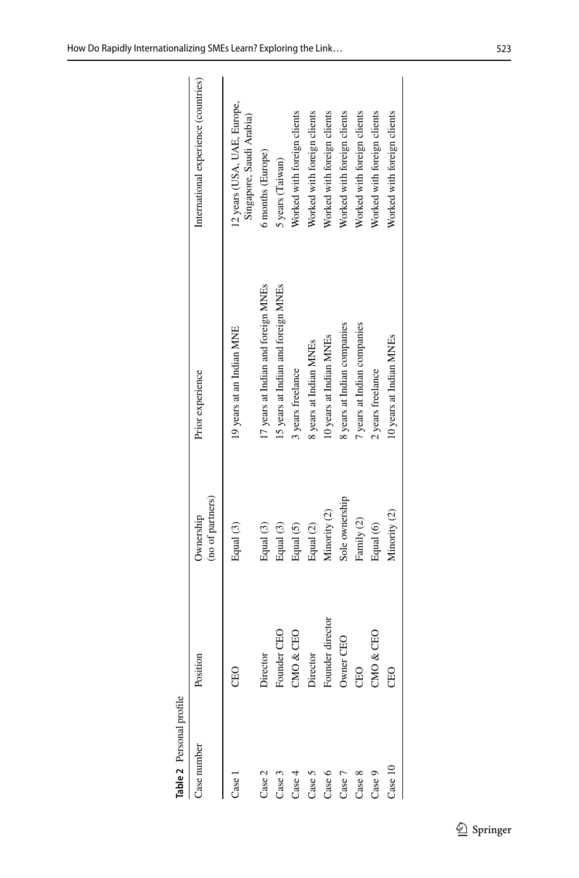**Table 2** Personal profile

| Case number | Position | Ownership (no of partners) | Prior experience | International experience (countries) |
|---|---|---|---|---|
| Case 1 | CEO | Equal (3) | 19 years at an Indian MNE | 12 years (USA, UAE, Europe, Singapore, Saudi Arabia) |
| Case 2 | Director | Equal (3) | 17 years at Indian and foreign MNEs | 6 months (Europe) |
| Case 3 | Founder CEO | Equal (3) | 15 years at Indian and foreign MNEs | 5 years (Taiwan) |
| Case 4 | CMO & CEO | Equal (5) | 3 years freelance | Worked with foreign clients |
| Case 5 | Director | Equal (2) | 8 years at Indian MNEs | Worked with foreign clients |
| Case 6 | Founder director | Minority (2) | 10 years at Indian MNEs | Worked with foreign clients |
| Case 7 | Owner CEO | Sole ownership | 8 years at Indian companies | Worked with foreign clients |
| Case 8 | CEO | Family (2) | 7 years at Indian companies | Worked with foreign clients |
| Case 9 | CMO & CEO | Equal (6) | 2 years freelance | Worked with foreign clients |
| Case 10 | CEO | Minority (2) | 10 years at Indian MNEs | Worked with foreign clients |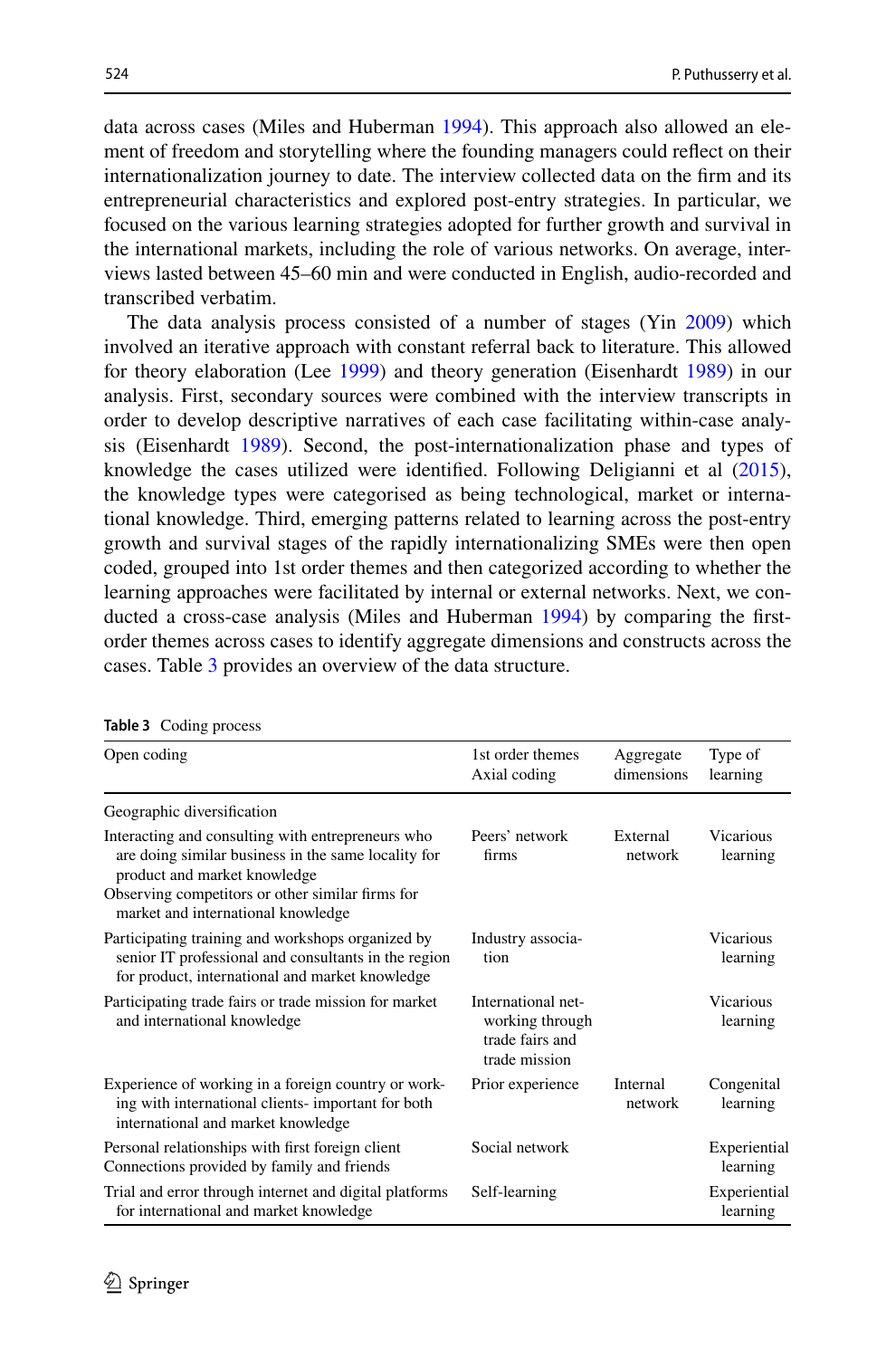data across cases (Miles and Huberman 1994). This approach also allowed an element of freedom and storytelling where the founding managers could reflect on their internationalization journey to date. The interview collected data on the firm and its entrepreneurial characteristics and explored post-entry strategies. In particular, we focused on the various learning strategies adopted for further growth and survival in the international markets, including the role of various networks. On average, interviews lasted between 45–60 min and were conducted in English, audio-recorded and transcribed verbatim.

The data analysis process consisted of a number of stages (Yin 2009) which involved an iterative approach with constant referral back to literature. This allowed for theory elaboration (Lee 1999) and theory generation (Eisenhardt 1989) in our analysis. First, secondary sources were combined with the interview transcripts in order to develop descriptive narratives of each case facilitating within-case analysis (Eisenhardt 1989). Second, the post-internationalization phase and types of knowledge the cases utilized were identified. Following Deligianni et al (2015), the knowledge types were categorised as being technological, market or international knowledge. Third, emerging patterns related to learning across the post-entry growth and survival stages of the rapidly internationalizing SMEs were then open coded, grouped into 1st order themes and then categorized according to whether the learning approaches were facilitated by internal or external networks. Next, we conducted a cross-case analysis (Miles and Huberman 1994) by comparing the first-order themes across cases to identify aggregate dimensions and constructs across the cases. Table 3 provides an overview of the data structure.

**Table 3** Coding process

| Open coding | 1st order themes Axial coding | Aggregate dimensions | Type of learning |
|---|---|---|---|
| Geographic diversification | | | |
| Interacting and consulting with entrepreneurs who are doing similar business in the same locality for product and market knowledge<br>Observing competitors or other similar firms for market and international knowledge | Peers' network firms | External network | Vicarious learning |
| Participating training and workshops organized by senior IT professional and consultants in the region for product, international and market knowledge | Industry association | | Vicarious learning |
| Participating trade fairs or trade mission for market and international knowledge | International networking through trade fairs and trade mission | | Vicarious learning |
| Experience of working in a foreign country or working with international clients- important for both international and market knowledge | Prior experience | Internal network | Congenital learning |
| Personal relationships with first foreign client<br>Connections provided by family and friends | Social network | | Experiential learning |
| Trial and error through internet and digital platforms for international and market knowledge | Self-learning | | Experiential learning |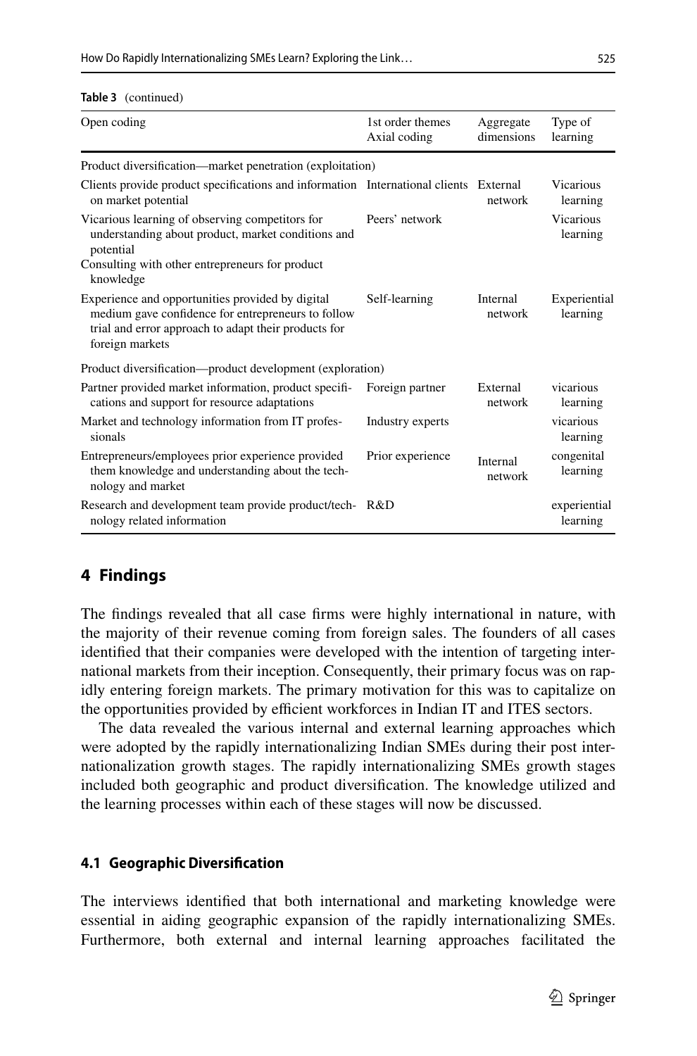**Table 3** (continued)

| Open coding | 1st order themes Axial coding | Aggregate dimensions | Type of learning |
|---|---|---|---|
| Product diversification—market penetration (exploitation) | | | |
| Clients provide product specifications and information on market potential | International clients | External network | Vicarious learning |
| Vicarious learning of observing competitors for understanding about product, market conditions and potential<br>Consulting with other entrepreneurs for product knowledge | Peers' network | | Vicarious learning |
| Experience and opportunities provided by digital medium gave confidence for entrepreneurs to follow trial and error approach to adapt their products for foreign markets | Self-learning | Internal network | Experiential learning |
| Product diversification—product development (exploration) | | | |
| Partner provided market information, product specifications and support for resource adaptations | Foreign partner | External network | vicarious learning |
| Market and technology information from IT professionals | Industry experts | | vicarious learning |
| Entrepreneurs/employees prior experience provided them knowledge and understanding about the technology and market | Prior experience | Internal network | congenital learning |
| Research and development team provide product/technology related information | R&D | | experiential learning |

## 4 Findings

The findings revealed that all case firms were highly international in nature, with the majority of their revenue coming from foreign sales. The founders of all cases identified that their companies were developed with the intention of targeting international markets from their inception. Consequently, their primary focus was on rapidly entering foreign markets. The primary motivation for this was to capitalize on the opportunities provided by efficient workforces in Indian IT and ITES sectors.

The data revealed the various internal and external learning approaches which were adopted by the rapidly internationalizing Indian SMEs during their post internationalization growth stages. The rapidly internationalizing SMEs growth stages included both geographic and product diversification. The knowledge utilized and the learning processes within each of these stages will now be discussed.

### 4.1 Geographic Diversification

The interviews identified that both international and marketing knowledge were essential in aiding geographic expansion of the rapidly internationalizing SMEs. Furthermore, both external and internal learning approaches facilitated the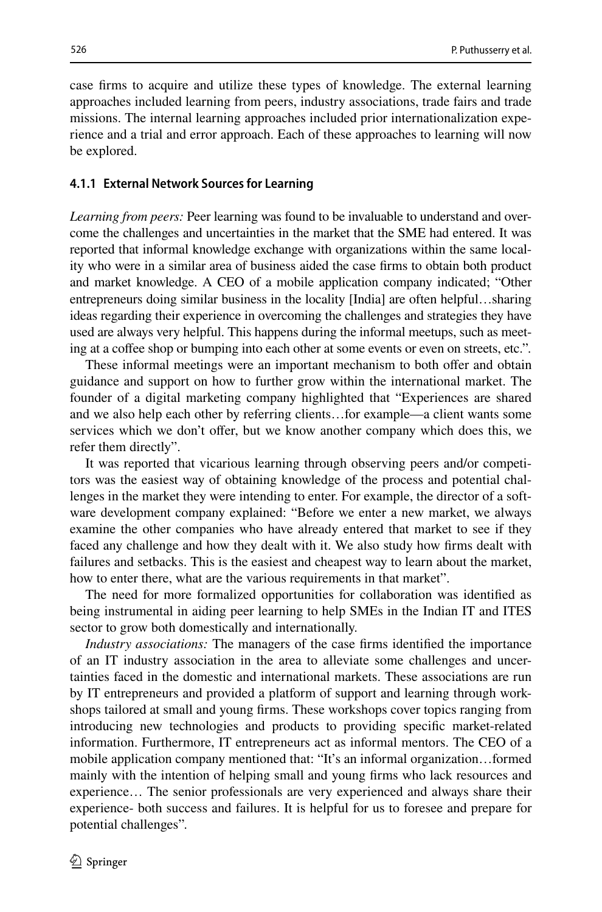case firms to acquire and utilize these types of knowledge. The external learning approaches included learning from peers, industry associations, trade fairs and trade missions. The internal learning approaches included prior internationalization experience and a trial and error approach. Each of these approaches to learning will now be explored.

#### 4.1.1 External Network Sources for Learning

*Learning from peers:* Peer learning was found to be invaluable to understand and overcome the challenges and uncertainties in the market that the SME had entered. It was reported that informal knowledge exchange with organizations within the same locality who were in a similar area of business aided the case firms to obtain both product and market knowledge. A CEO of a mobile application company indicated; "Other entrepreneurs doing similar business in the locality [India] are often helpful…sharing ideas regarding their experience in overcoming the challenges and strategies they have used are always very helpful. This happens during the informal meetups, such as meeting at a coffee shop or bumping into each other at some events or even on streets, etc.".

These informal meetings were an important mechanism to both offer and obtain guidance and support on how to further grow within the international market. The founder of a digital marketing company highlighted that "Experiences are shared and we also help each other by referring clients…for example—a client wants some services which we don't offer, but we know another company which does this, we refer them directly".

It was reported that vicarious learning through observing peers and/or competitors was the easiest way of obtaining knowledge of the process and potential challenges in the market they were intending to enter. For example, the director of a software development company explained: "Before we enter a new market, we always examine the other companies who have already entered that market to see if they faced any challenge and how they dealt with it. We also study how firms dealt with failures and setbacks. This is the easiest and cheapest way to learn about the market, how to enter there, what are the various requirements in that market".

The need for more formalized opportunities for collaboration was identified as being instrumental in aiding peer learning to help SMEs in the Indian IT and ITES sector to grow both domestically and internationally.

*Industry associations:* The managers of the case firms identified the importance of an IT industry association in the area to alleviate some challenges and uncertainties faced in the domestic and international markets. These associations are run by IT entrepreneurs and provided a platform of support and learning through workshops tailored at small and young firms. These workshops cover topics ranging from introducing new technologies and products to providing specific market-related information. Furthermore, IT entrepreneurs act as informal mentors. The CEO of a mobile application company mentioned that: "It's an informal organization…formed mainly with the intention of helping small and young firms who lack resources and experience… The senior professionals are very experienced and always share their experience- both success and failures. It is helpful for us to foresee and prepare for potential challenges".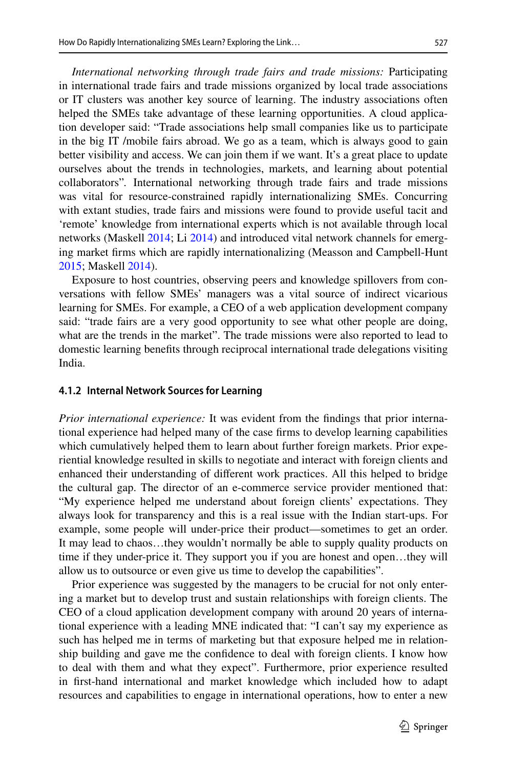*International networking through trade fairs and trade missions:* Participating in international trade fairs and trade missions organized by local trade associations or IT clusters was another key source of learning. The industry associations often helped the SMEs take advantage of these learning opportunities. A cloud application developer said: "Trade associations help small companies like us to participate in the big IT /mobile fairs abroad. We go as a team, which is always good to gain better visibility and access. We can join them if we want. It's a great place to update ourselves about the trends in technologies, markets, and learning about potential collaborators". International networking through trade fairs and trade missions was vital for resource-constrained rapidly internationalizing SMEs. Concurring with extant studies, trade fairs and missions were found to provide useful tacit and 'remote' knowledge from international experts which is not available through local networks (Maskell 2014; Li 2014) and introduced vital network channels for emerging market firms which are rapidly internationalizing (Measson and Campbell-Hunt 2015; Maskell 2014).

Exposure to host countries, observing peers and knowledge spillovers from conversations with fellow SMEs' managers was a vital source of indirect vicarious learning for SMEs. For example, a CEO of a web application development company said: "trade fairs are a very good opportunity to see what other people are doing, what are the trends in the market". The trade missions were also reported to lead to domestic learning benefits through reciprocal international trade delegations visiting India.

#### 4.1.2 Internal Network Sources for Learning

*Prior international experience:* It was evident from the findings that prior international experience had helped many of the case firms to develop learning capabilities which cumulatively helped them to learn about further foreign markets. Prior experiential knowledge resulted in skills to negotiate and interact with foreign clients and enhanced their understanding of different work practices. All this helped to bridge the cultural gap. The director of an e-commerce service provider mentioned that: "My experience helped me understand about foreign clients' expectations. They always look for transparency and this is a real issue with the Indian start-ups. For example, some people will under-price their product—sometimes to get an order. It may lead to chaos…they wouldn't normally be able to supply quality products on time if they under-price it. They support you if you are honest and open…they will allow us to outsource or even give us time to develop the capabilities".

Prior experience was suggested by the managers to be crucial for not only entering a market but to develop trust and sustain relationships with foreign clients. The CEO of a cloud application development company with around 20 years of international experience with a leading MNE indicated that: "I can't say my experience as such has helped me in terms of marketing but that exposure helped me in relationship building and gave me the confidence to deal with foreign clients. I know how to deal with them and what they expect". Furthermore, prior experience resulted in first-hand international and market knowledge which included how to adapt resources and capabilities to engage in international operations, how to enter a new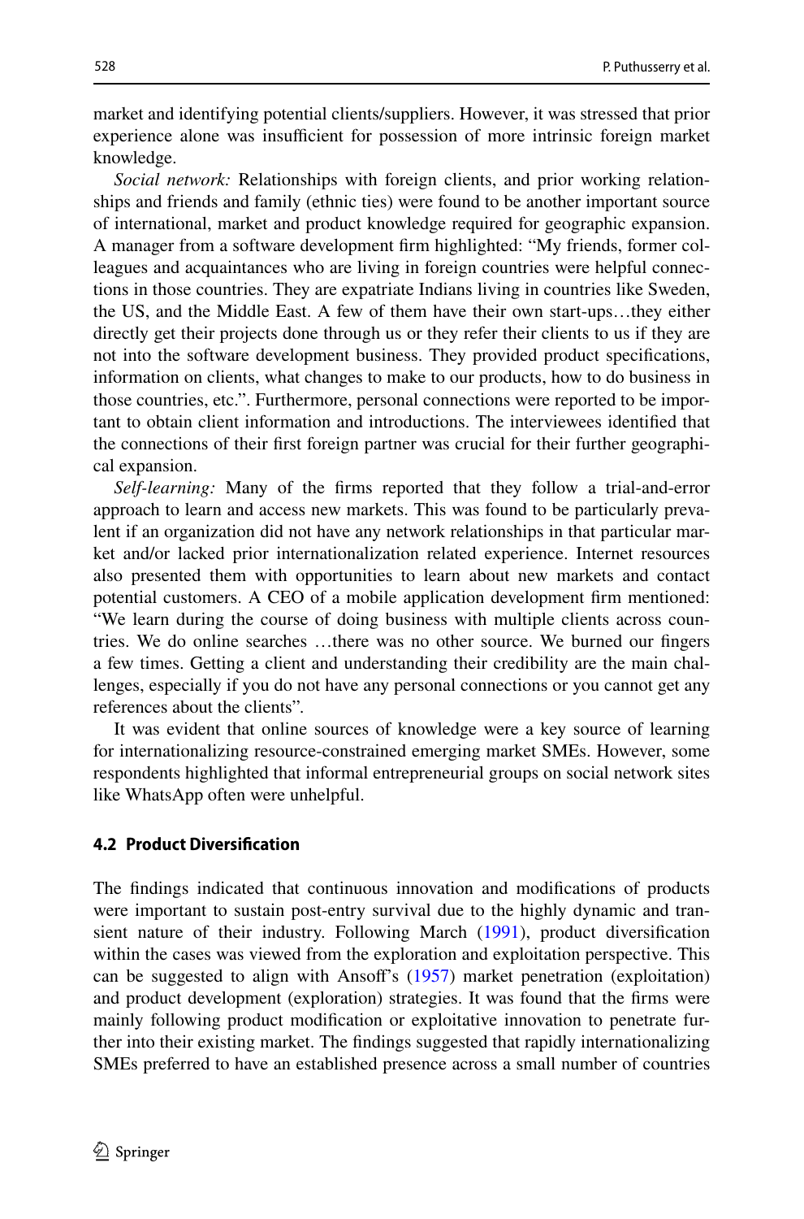market and identifying potential clients/suppliers. However, it was stressed that prior experience alone was insufficient for possession of more intrinsic foreign market knowledge.

*Social network:* Relationships with foreign clients, and prior working relationships and friends and family (ethnic ties) were found to be another important source of international, market and product knowledge required for geographic expansion. A manager from a software development firm highlighted: "My friends, former colleagues and acquaintances who are living in foreign countries were helpful connections in those countries. They are expatriate Indians living in countries like Sweden, the US, and the Middle East. A few of them have their own start-ups…they either directly get their projects done through us or they refer their clients to us if they are not into the software development business. They provided product specifications, information on clients, what changes to make to our products, how to do business in those countries, etc.". Furthermore, personal connections were reported to be important to obtain client information and introductions. The interviewees identified that the connections of their first foreign partner was crucial for their further geographical expansion.

*Self-learning:* Many of the firms reported that they follow a trial-and-error approach to learn and access new markets. This was found to be particularly prevalent if an organization did not have any network relationships in that particular market and/or lacked prior internationalization related experience. Internet resources also presented them with opportunities to learn about new markets and contact potential customers. A CEO of a mobile application development firm mentioned: "We learn during the course of doing business with multiple clients across countries. We do online searches …there was no other source. We burned our fingers a few times. Getting a client and understanding their credibility are the main challenges, especially if you do not have any personal connections or you cannot get any references about the clients".

It was evident that online sources of knowledge were a key source of learning for internationalizing resource-constrained emerging market SMEs. However, some respondents highlighted that informal entrepreneurial groups on social network sites like WhatsApp often were unhelpful.

### 4.2 Product Diversification

The findings indicated that continuous innovation and modifications of products were important to sustain post-entry survival due to the highly dynamic and transient nature of their industry. Following March (1991), product diversification within the cases was viewed from the exploration and exploitation perspective. This can be suggested to align with Ansoff's (1957) market penetration (exploitation) and product development (exploration) strategies. It was found that the firms were mainly following product modification or exploitative innovation to penetrate further into their existing market. The findings suggested that rapidly internationalizing SMEs preferred to have an established presence across a small number of countries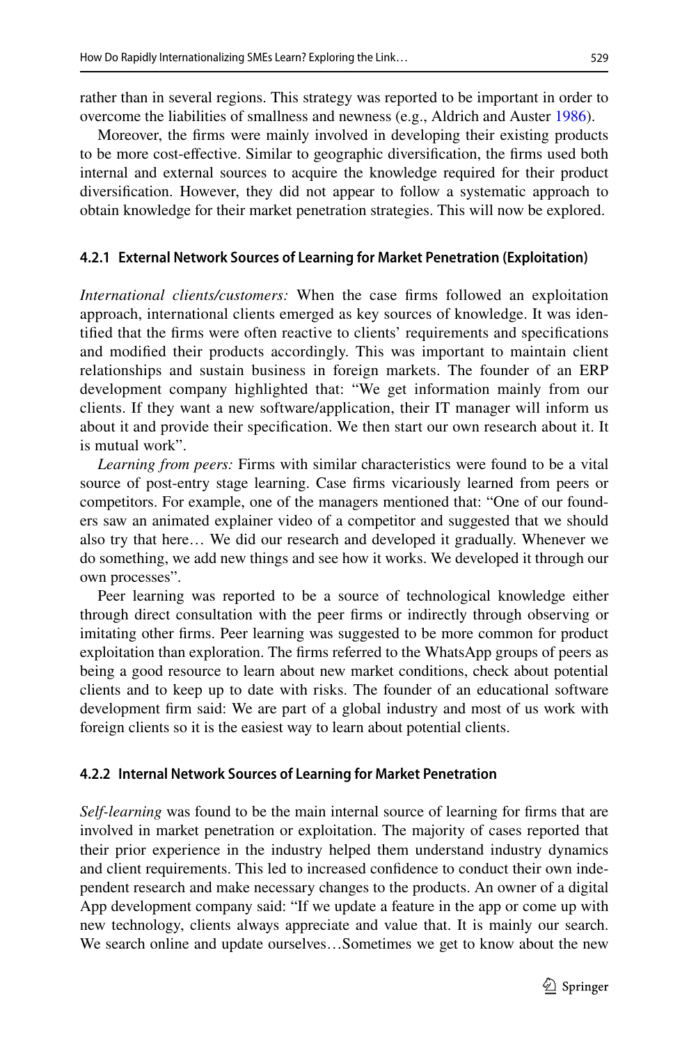rather than in several regions. This strategy was reported to be important in order to overcome the liabilities of smallness and newness (e.g., Aldrich and Auster 1986).

Moreover, the firms were mainly involved in developing their existing products to be more cost-effective. Similar to geographic diversification, the firms used both internal and external sources to acquire the knowledge required for their product diversification. However, they did not appear to follow a systematic approach to obtain knowledge for their market penetration strategies. This will now be explored.

#### 4.2.1 External Network Sources of Learning for Market Penetration (Exploitation)

*International clients/customers:* When the case firms followed an exploitation approach, international clients emerged as key sources of knowledge. It was identified that the firms were often reactive to clients' requirements and specifications and modified their products accordingly. This was important to maintain client relationships and sustain business in foreign markets. The founder of an ERP development company highlighted that: "We get information mainly from our clients. If they want a new software/application, their IT manager will inform us about it and provide their specification. We then start our own research about it. It is mutual work".

*Learning from peers:* Firms with similar characteristics were found to be a vital source of post-entry stage learning. Case firms vicariously learned from peers or competitors. For example, one of the managers mentioned that: "One of our founders saw an animated explainer video of a competitor and suggested that we should also try that here… We did our research and developed it gradually. Whenever we do something, we add new things and see how it works. We developed it through our own processes".

Peer learning was reported to be a source of technological knowledge either through direct consultation with the peer firms or indirectly through observing or imitating other firms. Peer learning was suggested to be more common for product exploitation than exploration. The firms referred to the WhatsApp groups of peers as being a good resource to learn about new market conditions, check about potential clients and to keep up to date with risks. The founder of an educational software development firm said: We are part of a global industry and most of us work with foreign clients so it is the easiest way to learn about potential clients.

#### 4.2.2 Internal Network Sources of Learning for Market Penetration

*Self-learning* was found to be the main internal source of learning for firms that are involved in market penetration or exploitation. The majority of cases reported that their prior experience in the industry helped them understand industry dynamics and client requirements. This led to increased confidence to conduct their own independent research and make necessary changes to the products. An owner of a digital App development company said: "If we update a feature in the app or come up with new technology, clients always appreciate and value that. It is mainly our search. We search online and update ourselves…Sometimes we get to know about the new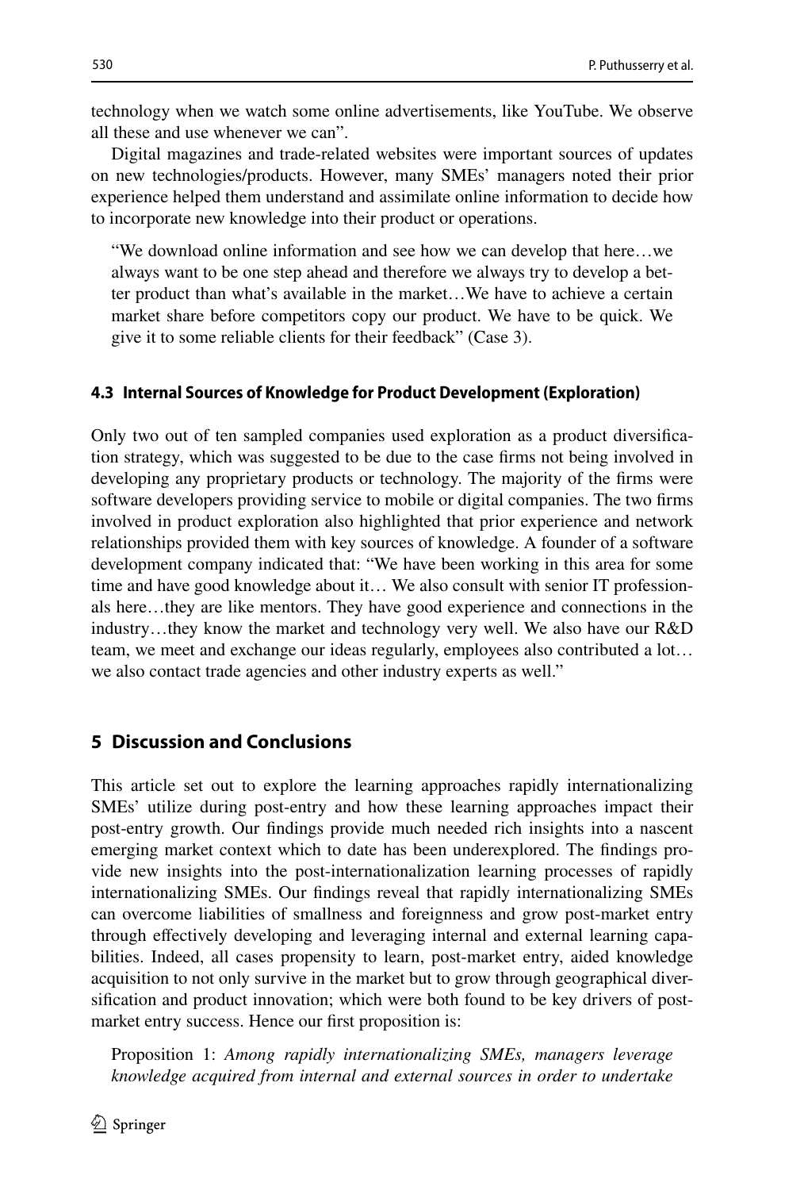technology when we watch some online advertisements, like YouTube. We observe all these and use whenever we can".

Digital magazines and trade-related websites were important sources of updates on new technologies/products. However, many SMEs' managers noted their prior experience helped them understand and assimilate online information to decide how to incorporate new knowledge into their product or operations.

> "We download online information and see how we can develop that here…we always want to be one step ahead and therefore we always try to develop a better product than what's available in the market…We have to achieve a certain market share before competitors copy our product. We have to be quick. We give it to some reliable clients for their feedback" (Case 3).

### 4.3 Internal Sources of Knowledge for Product Development (Exploration)

Only two out of ten sampled companies used exploration as a product diversification strategy, which was suggested to be due to the case firms not being involved in developing any proprietary products or technology. The majority of the firms were software developers providing service to mobile or digital companies. The two firms involved in product exploration also highlighted that prior experience and network relationships provided them with key sources of knowledge. A founder of a software development company indicated that: "We have been working in this area for some time and have good knowledge about it… We also consult with senior IT professionals here…they are like mentors. They have good experience and connections in the industry…they know the market and technology very well. We also have our R&D team, we meet and exchange our ideas regularly, employees also contributed a lot… we also contact trade agencies and other industry experts as well."

## 5 Discussion and Conclusions

This article set out to explore the learning approaches rapidly internationalizing SMEs' utilize during post-entry and how these learning approaches impact their post-entry growth. Our findings provide much needed rich insights into a nascent emerging market context which to date has been underexplored. The findings provide new insights into the post-internationalization learning processes of rapidly internationalizing SMEs. Our findings reveal that rapidly internationalizing SMEs can overcome liabilities of smallness and foreignness and grow post-market entry through effectively developing and leveraging internal and external learning capabilities. Indeed, all cases propensity to learn, post-market entry, aided knowledge acquisition to not only survive in the market but to grow through geographical diversification and product innovation; which were both found to be key drivers of post-market entry success. Hence our first proposition is:

> Proposition 1: *Among rapidly internationalizing SMEs, managers leverage knowledge acquired from internal and external sources in order to undertake*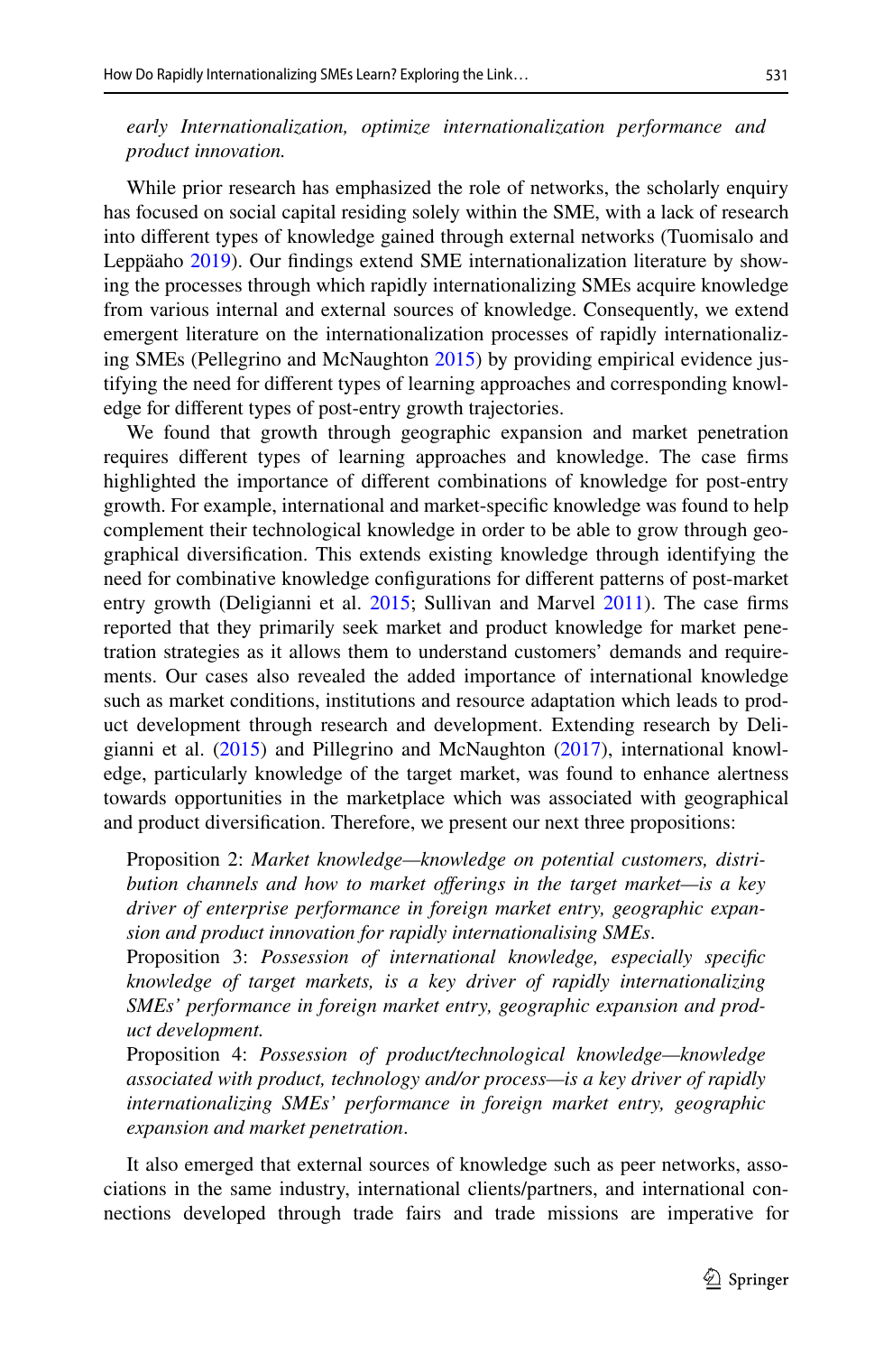*early Internationalization, optimize internationalization performance and product innovation.*

While prior research has emphasized the role of networks, the scholarly enquiry has focused on social capital residing solely within the SME, with a lack of research into different types of knowledge gained through external networks (Tuomisalo and Leppäaho 2019). Our findings extend SME internationalization literature by showing the processes through which rapidly internationalizing SMEs acquire knowledge from various internal and external sources of knowledge. Consequently, we extend emergent literature on the internationalization processes of rapidly internationalizing SMEs (Pellegrino and McNaughton 2015) by providing empirical evidence justifying the need for different types of learning approaches and corresponding knowledge for different types of post-entry growth trajectories.

We found that growth through geographic expansion and market penetration requires different types of learning approaches and knowledge. The case firms highlighted the importance of different combinations of knowledge for post-entry growth. For example, international and market-specific knowledge was found to help complement their technological knowledge in order to be able to grow through geographical diversification. This extends existing knowledge through identifying the need for combinative knowledge configurations for different patterns of post-market entry growth (Deligianni et al. 2015; Sullivan and Marvel 2011). The case firms reported that they primarily seek market and product knowledge for market penetration strategies as it allows them to understand customers' demands and requirements. Our cases also revealed the added importance of international knowledge such as market conditions, institutions and resource adaptation which leads to product development through research and development. Extending research by Deligianni et al. (2015) and Pillegrino and McNaughton (2017), international knowledge, particularly knowledge of the target market, was found to enhance alertness towards opportunities in the marketplace which was associated with geographical and product diversification. Therefore, we present our next three propositions:

Proposition 2: *Market knowledge—knowledge on potential customers, distribution channels and how to market offerings in the target market—is a key driver of enterprise performance in foreign market entry, geographic expansion and product innovation for rapidly internationalising SMEs.*

Proposition 3: *Possession of international knowledge, especially specific knowledge of target markets, is a key driver of rapidly internationalizing SMEs' performance in foreign market entry, geographic expansion and product development.*

Proposition 4: *Possession of product/technological knowledge—knowledge associated with product, technology and/or process—is a key driver of rapidly internationalizing SMEs' performance in foreign market entry, geographic expansion and market penetration.*

It also emerged that external sources of knowledge such as peer networks, associations in the same industry, international clients/partners, and international connections developed through trade fairs and trade missions are imperative for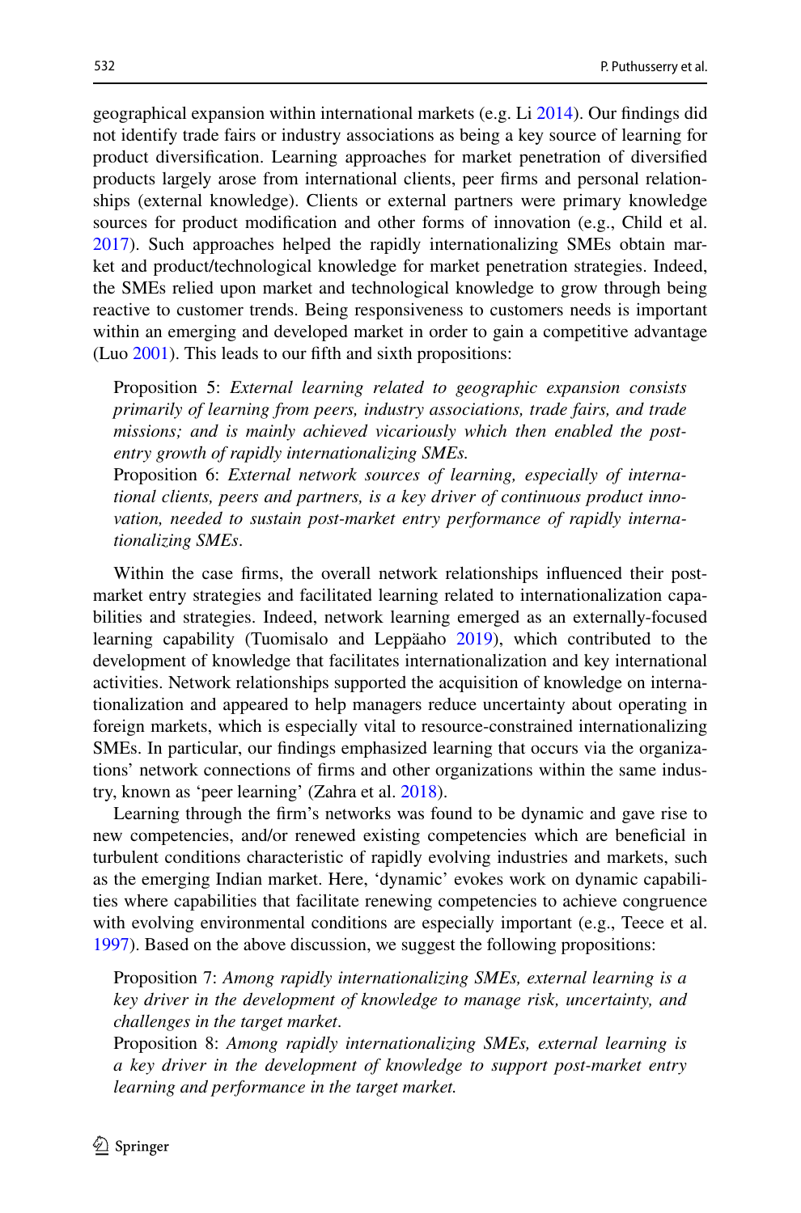geographical expansion within international markets (e.g. Li 2014). Our findings did not identify trade fairs or industry associations as being a key source of learning for product diversification. Learning approaches for market penetration of diversified products largely arose from international clients, peer firms and personal relationships (external knowledge). Clients or external partners were primary knowledge sources for product modification and other forms of innovation (e.g., Child et al. 2017). Such approaches helped the rapidly internationalizing SMEs obtain market and product/technological knowledge for market penetration strategies. Indeed, the SMEs relied upon market and technological knowledge to grow through being reactive to customer trends. Being responsiveness to customers needs is important within an emerging and developed market in order to gain a competitive advantage (Luo 2001). This leads to our fifth and sixth propositions:

> Proposition 5: *External learning related to geographic expansion consists primarily of learning from peers, industry associations, trade fairs, and trade missions; and is mainly achieved vicariously which then enabled the post-entry growth of rapidly internationalizing SMEs.*
>
> Proposition 6: *External network sources of learning, especially of international clients, peers and partners, is a key driver of continuous product innovation, needed to sustain post-market entry performance of rapidly internationalizing SMEs*.

Within the case firms, the overall network relationships influenced their post-market entry strategies and facilitated learning related to internationalization capabilities and strategies. Indeed, network learning emerged as an externally-focused learning capability (Tuomisalo and Leppäaho 2019), which contributed to the development of knowledge that facilitates internationalization and key international activities. Network relationships supported the acquisition of knowledge on internationalization and appeared to help managers reduce uncertainty about operating in foreign markets, which is especially vital to resource-constrained internationalizing SMEs. In particular, our findings emphasized learning that occurs via the organizations' network connections of firms and other organizations within the same industry, known as 'peer learning' (Zahra et al. 2018).

Learning through the firm's networks was found to be dynamic and gave rise to new competencies, and/or renewed existing competencies which are beneficial in turbulent conditions characteristic of rapidly evolving industries and markets, such as the emerging Indian market. Here, 'dynamic' evokes work on dynamic capabilities where capabilities that facilitate renewing competencies to achieve congruence with evolving environmental conditions are especially important (e.g., Teece et al. 1997). Based on the above discussion, we suggest the following propositions:

> Proposition 7: *Among rapidly internationalizing SMEs, external learning is a key driver in the development of knowledge to manage risk, uncertainty, and challenges in the target market*.
>
> Proposition 8: *Among rapidly internationalizing SMEs, external learning is a key driver in the development of knowledge to support post-market entry learning and performance in the target market.*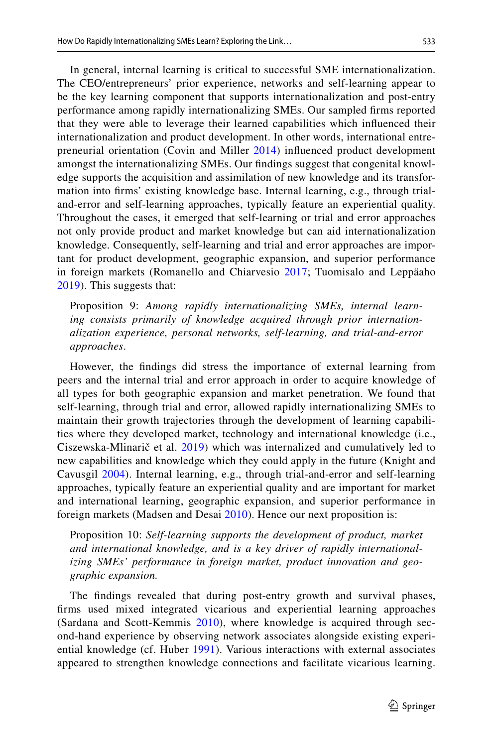In general, internal learning is critical to successful SME internationalization. The CEO/entrepreneurs' prior experience, networks and self-learning appear to be the key learning component that supports internationalization and post-entry performance among rapidly internationalizing SMEs. Our sampled firms reported that they were able to leverage their learned capabilities which influenced their internationalization and product development. In other words, international entrepreneurial orientation (Covin and Miller 2014) influenced product development amongst the internationalizing SMEs. Our findings suggest that congenital knowledge supports the acquisition and assimilation of new knowledge and its transformation into firms' existing knowledge base. Internal learning, e.g., through trial-and-error and self-learning approaches, typically feature an experiential quality. Throughout the cases, it emerged that self-learning or trial and error approaches not only provide product and market knowledge but can aid internationalization knowledge. Consequently, self-learning and trial and error approaches are important for product development, geographic expansion, and superior performance in foreign markets (Romanello and Chiarvesio 2017; Tuomisalo and Leppäaho 2019). This suggests that:

> Proposition 9: *Among rapidly internationalizing SMEs, internal learning consists primarily of knowledge acquired through prior internationalization experience, personal networks, self-learning, and trial-and-error approaches*.

However, the findings did stress the importance of external learning from peers and the internal trial and error approach in order to acquire knowledge of all types for both geographic expansion and market penetration. We found that self-learning, through trial and error, allowed rapidly internationalizing SMEs to maintain their growth trajectories through the development of learning capabilities where they developed market, technology and international knowledge (i.e., Ciszewska-Mlinarič et al. 2019) which was internalized and cumulatively led to new capabilities and knowledge which they could apply in the future (Knight and Cavusgil 2004). Internal learning, e.g., through trial-and-error and self-learning approaches, typically feature an experiential quality and are important for market and international learning, geographic expansion, and superior performance in foreign markets (Madsen and Desai 2010). Hence our next proposition is:

> Proposition 10: *Self-learning supports the development of product, market and international knowledge, and is a key driver of rapidly internationalizing SMEs' performance in foreign market, product innovation and geographic expansion.*

The findings revealed that during post-entry growth and survival phases, firms used mixed integrated vicarious and experiential learning approaches (Sardana and Scott-Kemmis 2010), where knowledge is acquired through second-hand experience by observing network associates alongside existing experiential knowledge (cf. Huber 1991). Various interactions with external associates appeared to strengthen knowledge connections and facilitate vicarious learning.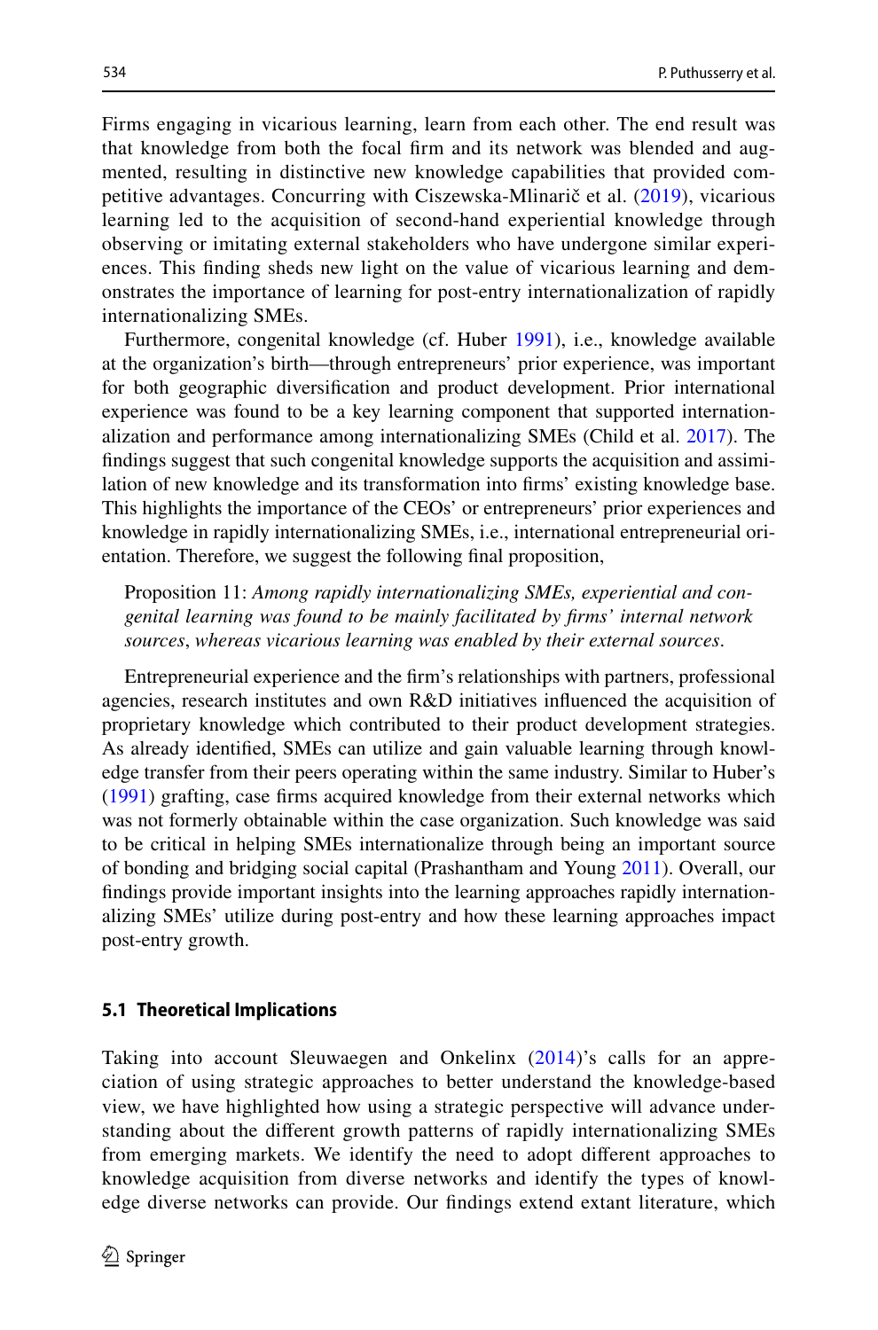Firms engaging in vicarious learning, learn from each other. The end result was that knowledge from both the focal firm and its network was blended and augmented, resulting in distinctive new knowledge capabilities that provided competitive advantages. Concurring with Ciszewska-Mlinarič et al. (2019), vicarious learning led to the acquisition of second-hand experiential knowledge through observing or imitating external stakeholders who have undergone similar experiences. This finding sheds new light on the value of vicarious learning and demonstrates the importance of learning for post-entry internationalization of rapidly internationalizing SMEs.

Furthermore, congenital knowledge (cf. Huber 1991), i.e., knowledge available at the organization's birth—through entrepreneurs' prior experience, was important for both geographic diversification and product development. Prior international experience was found to be a key learning component that supported internationalization and performance among internationalizing SMEs (Child et al. 2017). The findings suggest that such congenital knowledge supports the acquisition and assimilation of new knowledge and its transformation into firms' existing knowledge base. This highlights the importance of the CEOs' or entrepreneurs' prior experiences and knowledge in rapidly internationalizing SMEs, i.e., international entrepreneurial orientation. Therefore, we suggest the following final proposition,

> Proposition 11: *Among rapidly internationalizing SMEs, experiential and congenital learning was found to be mainly facilitated by firms' internal network sources*, *whereas vicarious learning was enabled by their external sources*.

Entrepreneurial experience and the firm's relationships with partners, professional agencies, research institutes and own R&D initiatives influenced the acquisition of proprietary knowledge which contributed to their product development strategies. As already identified, SMEs can utilize and gain valuable learning through knowledge transfer from their peers operating within the same industry. Similar to Huber's (1991) grafting, case firms acquired knowledge from their external networks which was not formerly obtainable within the case organization. Such knowledge was said to be critical in helping SMEs internationalize through being an important source of bonding and bridging social capital (Prashantham and Young 2011). Overall, our findings provide important insights into the learning approaches rapidly internationalizing SMEs' utilize during post-entry and how these learning approaches impact post-entry growth.

### 5.1 Theoretical Implications

Taking into account Sleuwaegen and Onkelinx (2014)'s calls for an appreciation of using strategic approaches to better understand the knowledge-based view, we have highlighted how using a strategic perspective will advance understanding about the different growth patterns of rapidly internationalizing SMEs from emerging markets. We identify the need to adopt different approaches to knowledge acquisition from diverse networks and identify the types of knowledge diverse networks can provide. Our findings extend extant literature, which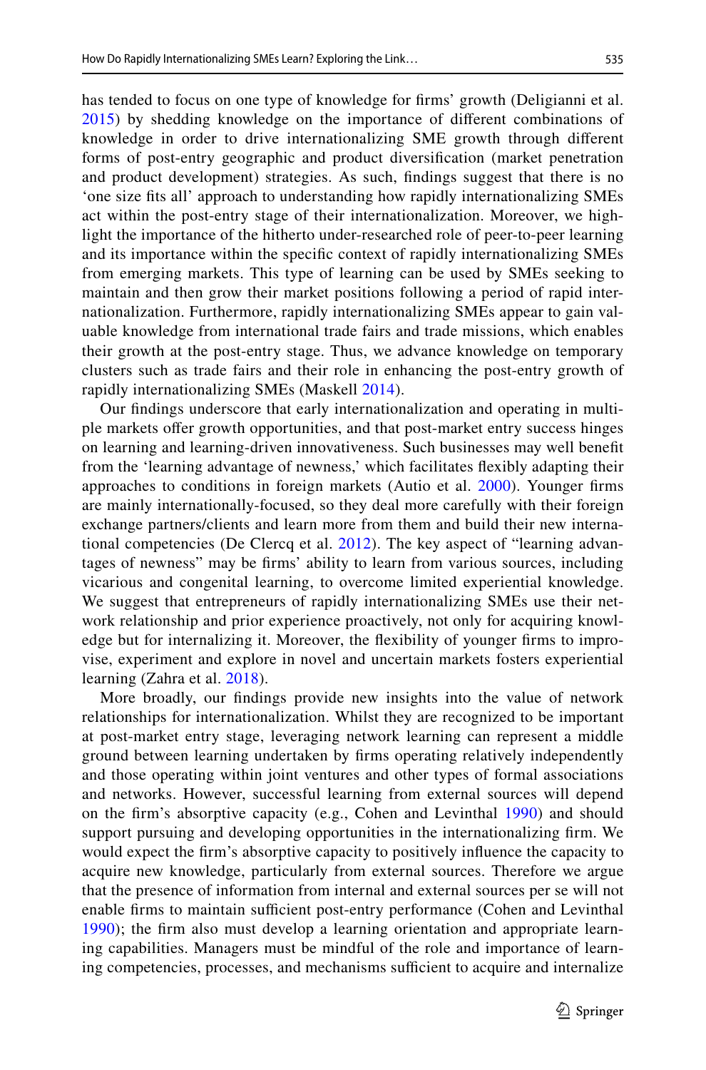has tended to focus on one type of knowledge for firms' growth (Deligianni et al. 2015) by shedding knowledge on the importance of different combinations of knowledge in order to drive internationalizing SME growth through different forms of post-entry geographic and product diversification (market penetration and product development) strategies. As such, findings suggest that there is no 'one size fits all' approach to understanding how rapidly internationalizing SMEs act within the post-entry stage of their internationalization. Moreover, we highlight the importance of the hitherto under-researched role of peer-to-peer learning and its importance within the specific context of rapidly internationalizing SMEs from emerging markets. This type of learning can be used by SMEs seeking to maintain and then grow their market positions following a period of rapid internationalization. Furthermore, rapidly internationalizing SMEs appear to gain valuable knowledge from international trade fairs and trade missions, which enables their growth at the post-entry stage. Thus, we advance knowledge on temporary clusters such as trade fairs and their role in enhancing the post-entry growth of rapidly internationalizing SMEs (Maskell 2014).

Our findings underscore that early internationalization and operating in multiple markets offer growth opportunities, and that post-market entry success hinges on learning and learning-driven innovativeness. Such businesses may well benefit from the 'learning advantage of newness,' which facilitates flexibly adapting their approaches to conditions in foreign markets (Autio et al. 2000). Younger firms are mainly internationally-focused, so they deal more carefully with their foreign exchange partners/clients and learn more from them and build their new international competencies (De Clercq et al. 2012). The key aspect of "learning advantages of newness" may be firms' ability to learn from various sources, including vicarious and congenital learning, to overcome limited experiential knowledge. We suggest that entrepreneurs of rapidly internationalizing SMEs use their network relationship and prior experience proactively, not only for acquiring knowledge but for internalizing it. Moreover, the flexibility of younger firms to improvise, experiment and explore in novel and uncertain markets fosters experiential learning (Zahra et al. 2018).

More broadly, our findings provide new insights into the value of network relationships for internationalization. Whilst they are recognized to be important at post-market entry stage, leveraging network learning can represent a middle ground between learning undertaken by firms operating relatively independently and those operating within joint ventures and other types of formal associations and networks. However, successful learning from external sources will depend on the firm's absorptive capacity (e.g., Cohen and Levinthal 1990) and should support pursuing and developing opportunities in the internationalizing firm. We would expect the firm's absorptive capacity to positively influence the capacity to acquire new knowledge, particularly from external sources. Therefore we argue that the presence of information from internal and external sources per se will not enable firms to maintain sufficient post-entry performance (Cohen and Levinthal 1990); the firm also must develop a learning orientation and appropriate learning capabilities. Managers must be mindful of the role and importance of learning competencies, processes, and mechanisms sufficient to acquire and internalize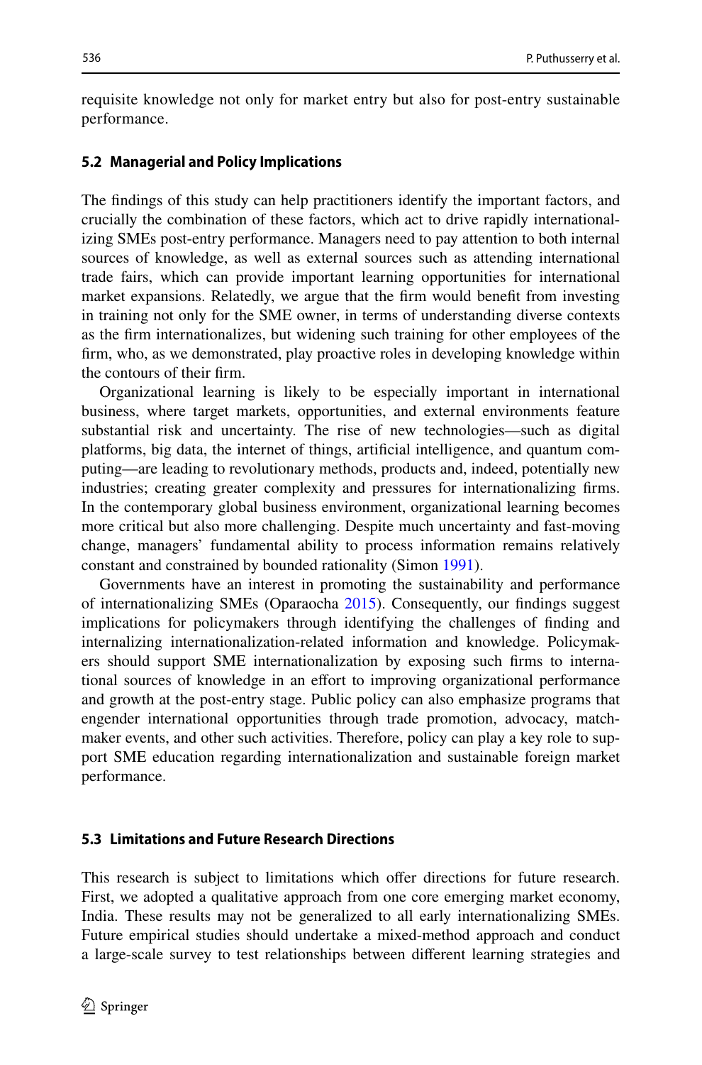requisite knowledge not only for market entry but also for post-entry sustainable performance.

### 5.2 Managerial and Policy Implications

The findings of this study can help practitioners identify the important factors, and crucially the combination of these factors, which act to drive rapidly internationalizing SMEs post-entry performance. Managers need to pay attention to both internal sources of knowledge, as well as external sources such as attending international trade fairs, which can provide important learning opportunities for international market expansions. Relatedly, we argue that the firm would benefit from investing in training not only for the SME owner, in terms of understanding diverse contexts as the firm internationalizes, but widening such training for other employees of the firm, who, as we demonstrated, play proactive roles in developing knowledge within the contours of their firm.

Organizational learning is likely to be especially important in international business, where target markets, opportunities, and external environments feature substantial risk and uncertainty. The rise of new technologies—such as digital platforms, big data, the internet of things, artificial intelligence, and quantum computing—are leading to revolutionary methods, products and, indeed, potentially new industries; creating greater complexity and pressures for internationalizing firms. In the contemporary global business environment, organizational learning becomes more critical but also more challenging. Despite much uncertainty and fast-moving change, managers' fundamental ability to process information remains relatively constant and constrained by bounded rationality (Simon 1991).

Governments have an interest in promoting the sustainability and performance of internationalizing SMEs (Oparaocha 2015). Consequently, our findings suggest implications for policymakers through identifying the challenges of finding and internalizing internationalization-related information and knowledge. Policymakers should support SME internationalization by exposing such firms to international sources of knowledge in an effort to improving organizational performance and growth at the post-entry stage. Public policy can also emphasize programs that engender international opportunities through trade promotion, advocacy, matchmaker events, and other such activities. Therefore, policy can play a key role to support SME education regarding internationalization and sustainable foreign market performance.

### 5.3 Limitations and Future Research Directions

This research is subject to limitations which offer directions for future research. First, we adopted a qualitative approach from one core emerging market economy, India. These results may not be generalized to all early internationalizing SMEs. Future empirical studies should undertake a mixed-method approach and conduct a large-scale survey to test relationships between different learning strategies and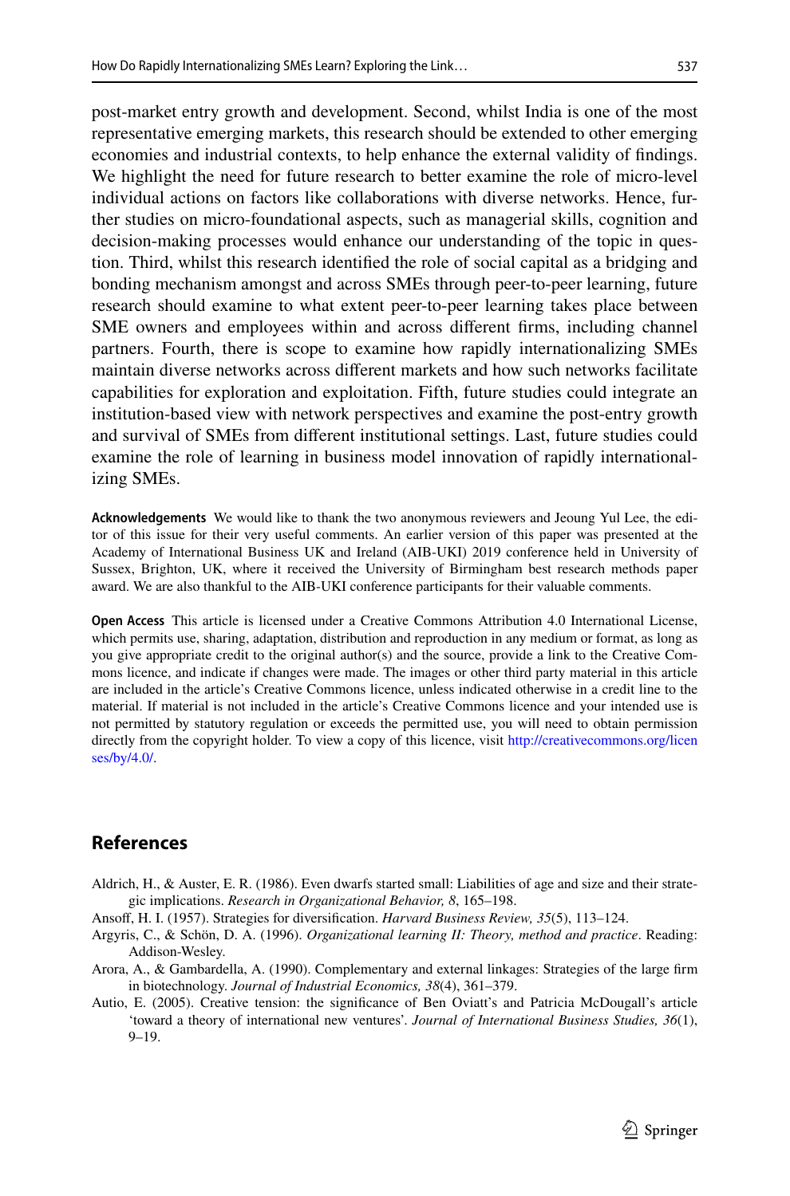post-market entry growth and development. Second, whilst India is one of the most representative emerging markets, this research should be extended to other emerging economies and industrial contexts, to help enhance the external validity of findings. We highlight the need for future research to better examine the role of micro-level individual actions on factors like collaborations with diverse networks. Hence, further studies on micro-foundational aspects, such as managerial skills, cognition and decision-making processes would enhance our understanding of the topic in question. Third, whilst this research identified the role of social capital as a bridging and bonding mechanism amongst and across SMEs through peer-to-peer learning, future research should examine to what extent peer-to-peer learning takes place between SME owners and employees within and across different firms, including channel partners. Fourth, there is scope to examine how rapidly internationalizing SMEs maintain diverse networks across different markets and how such networks facilitate capabilities for exploration and exploitation. Fifth, future studies could integrate an institution-based view with network perspectives and examine the post-entry growth and survival of SMEs from different institutional settings. Last, future studies could examine the role of learning in business model innovation of rapidly internationalizing SMEs.

**Acknowledgements** We would like to thank the two anonymous reviewers and Jeoung Yul Lee, the editor of this issue for their very useful comments. An earlier version of this paper was presented at the Academy of International Business UK and Ireland (AIB-UKI) 2019 conference held in University of Sussex, Brighton, UK, where it received the University of Birmingham best research methods paper award. We are also thankful to the AIB-UKI conference participants for their valuable comments.

**Open Access** This article is licensed under a Creative Commons Attribution 4.0 International License, which permits use, sharing, adaptation, distribution and reproduction in any medium or format, as long as you give appropriate credit to the original author(s) and the source, provide a link to the Creative Commons licence, and indicate if changes were made. The images or other third party material in this article are included in the article's Creative Commons licence, unless indicated otherwise in a credit line to the material. If material is not included in the article's Creative Commons licence and your intended use is not permitted by statutory regulation or exceeds the permitted use, you will need to obtain permission directly from the copyright holder. To view a copy of this licence, visit http://creativecommons.org/licenses/by/4.0/.

## References

Aldrich, H., & Auster, E. R. (1986). Even dwarfs started small: Liabilities of age and size and their strategic implications. *Research in Organizational Behavior, 8*, 165–198.

Ansoff, H. I. (1957). Strategies for diversification. *Harvard Business Review, 35*(5), 113–124.

Argyris, C., & Schön, D. A. (1996). *Organizational learning II: Theory, method and practice*. Reading: Addison-Wesley.

Arora, A., & Gambardella, A. (1990). Complementary and external linkages: Strategies of the large firm in biotechnology. *Journal of Industrial Economics, 38*(4), 361–379.

Autio, E. (2005). Creative tension: the significance of Ben Oviatt's and Patricia McDougall's article 'toward a theory of international new ventures'. *Journal of International Business Studies, 36*(1), 9–19.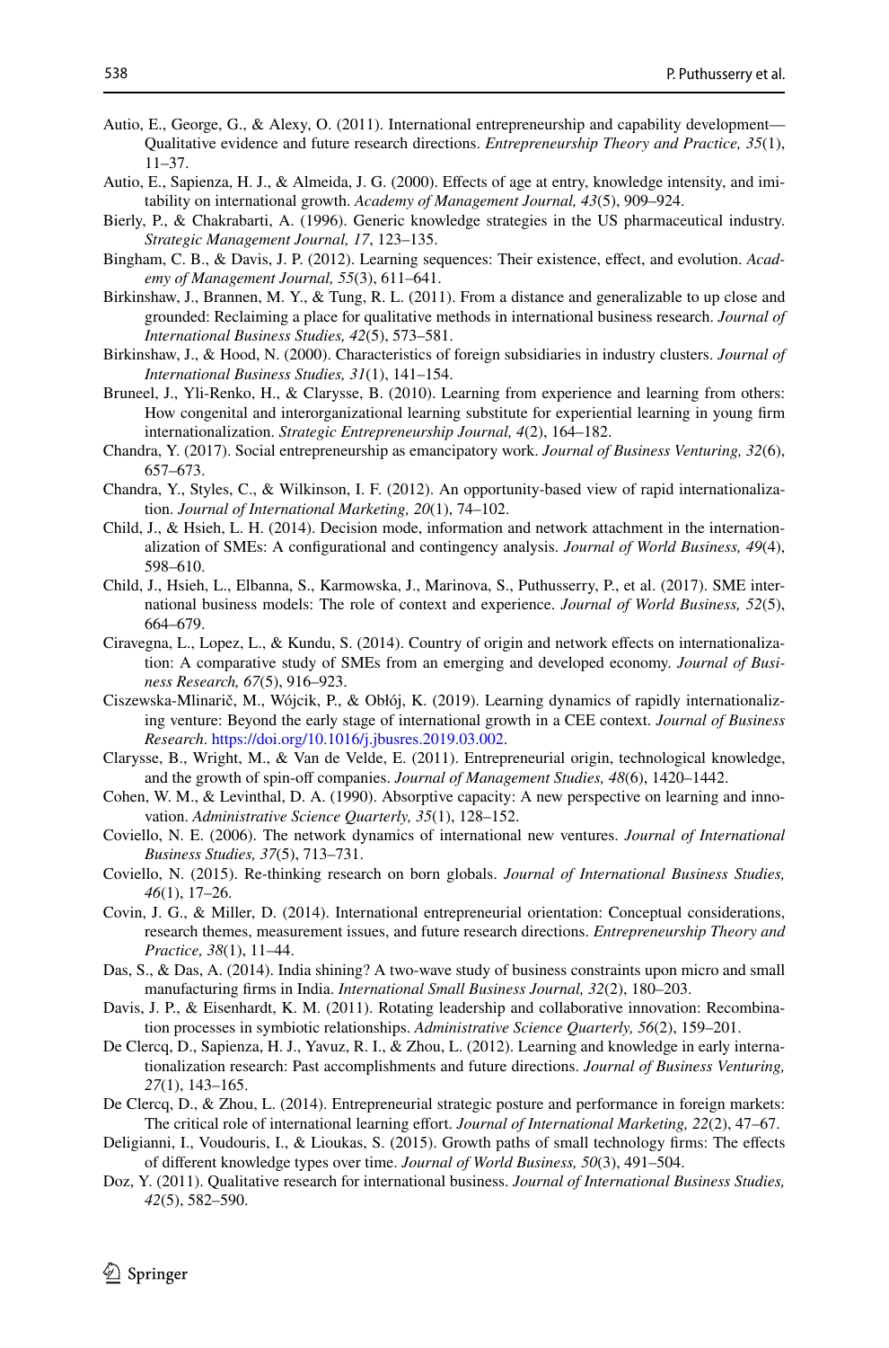Autio, E., George, G., & Alexy, O. (2011). International entrepreneurship and capability development—Qualitative evidence and future research directions. *Entrepreneurship Theory and Practice, 35*(1), 11–37.

Autio, E., Sapienza, H. J., & Almeida, J. G. (2000). Effects of age at entry, knowledge intensity, and imitability on international growth. *Academy of Management Journal, 43*(5), 909–924.

Bierly, P., & Chakrabarti, A. (1996). Generic knowledge strategies in the US pharmaceutical industry. *Strategic Management Journal, 17*, 123–135.

Bingham, C. B., & Davis, J. P. (2012). Learning sequences: Their existence, effect, and evolution. *Academy of Management Journal, 55*(3), 611–641.

Birkinshaw, J., Brannen, M. Y., & Tung, R. L. (2011). From a distance and generalizable to up close and grounded: Reclaiming a place for qualitative methods in international business research. *Journal of International Business Studies, 42*(5), 573–581.

Birkinshaw, J., & Hood, N. (2000). Characteristics of foreign subsidiaries in industry clusters. *Journal of International Business Studies, 31*(1), 141–154.

Bruneel, J., Yli-Renko, H., & Clarysse, B. (2010). Learning from experience and learning from others: How congenital and interorganizational learning substitute for experiential learning in young firm internationalization. *Strategic Entrepreneurship Journal, 4*(2), 164–182.

Chandra, Y. (2017). Social entrepreneurship as emancipatory work. *Journal of Business Venturing, 32*(6), 657–673.

Chandra, Y., Styles, C., & Wilkinson, I. F. (2012). An opportunity-based view of rapid internationalization. *Journal of International Marketing, 20*(1), 74–102.

Child, J., & Hsieh, L. H. (2014). Decision mode, information and network attachment in the internationalization of SMEs: A configurational and contingency analysis. *Journal of World Business, 49*(4), 598–610.

Child, J., Hsieh, L., Elbanna, S., Karmowska, J., Marinova, S., Puthusserry, P., et al. (2017). SME international business models: The role of context and experience. *Journal of World Business, 52*(5), 664–679.

Ciravegna, L., Lopez, L., & Kundu, S. (2014). Country of origin and network effects on internationalization: A comparative study of SMEs from an emerging and developed economy. *Journal of Business Research, 67*(5), 916–923.

Ciszewska-Mlinarič, M., Wójcik, P., & Obłój, K. (2019). Learning dynamics of rapidly internationalizing venture: Beyond the early stage of international growth in a CEE context. *Journal of Business Research*. https://doi.org/10.1016/j.jbusres.2019.03.002.

Clarysse, B., Wright, M., & Van de Velde, E. (2011). Entrepreneurial origin, technological knowledge, and the growth of spin-off companies. *Journal of Management Studies, 48*(6), 1420–1442.

Cohen, W. M., & Levinthal, D. A. (1990). Absorptive capacity: A new perspective on learning and innovation. *Administrative Science Quarterly, 35*(1), 128–152.

Coviello, N. E. (2006). The network dynamics of international new ventures. *Journal of International Business Studies, 37*(5), 713–731.

Coviello, N. (2015). Re-thinking research on born globals. *Journal of International Business Studies, 46*(1), 17–26.

Covin, J. G., & Miller, D. (2014). International entrepreneurial orientation: Conceptual considerations, research themes, measurement issues, and future research directions. *Entrepreneurship Theory and Practice, 38*(1), 11–44.

Das, S., & Das, A. (2014). India shining? A two-wave study of business constraints upon micro and small manufacturing firms in India. *International Small Business Journal, 32*(2), 180–203.

Davis, J. P., & Eisenhardt, K. M. (2011). Rotating leadership and collaborative innovation: Recombination processes in symbiotic relationships. *Administrative Science Quarterly, 56*(2), 159–201.

De Clercq, D., Sapienza, H. J., Yavuz, R. I., & Zhou, L. (2012). Learning and knowledge in early internationalization research: Past accomplishments and future directions. *Journal of Business Venturing, 27*(1), 143–165.

De Clercq, D., & Zhou, L. (2014). Entrepreneurial strategic posture and performance in foreign markets: The critical role of international learning effort. *Journal of International Marketing, 22*(2), 47–67.

Deligianni, I., Voudouris, I., & Lioukas, S. (2015). Growth paths of small technology firms: The effects of different knowledge types over time. *Journal of World Business, 50*(3), 491–504.

Doz, Y. (2011). Qualitative research for international business. *Journal of International Business Studies, 42*(5), 582–590.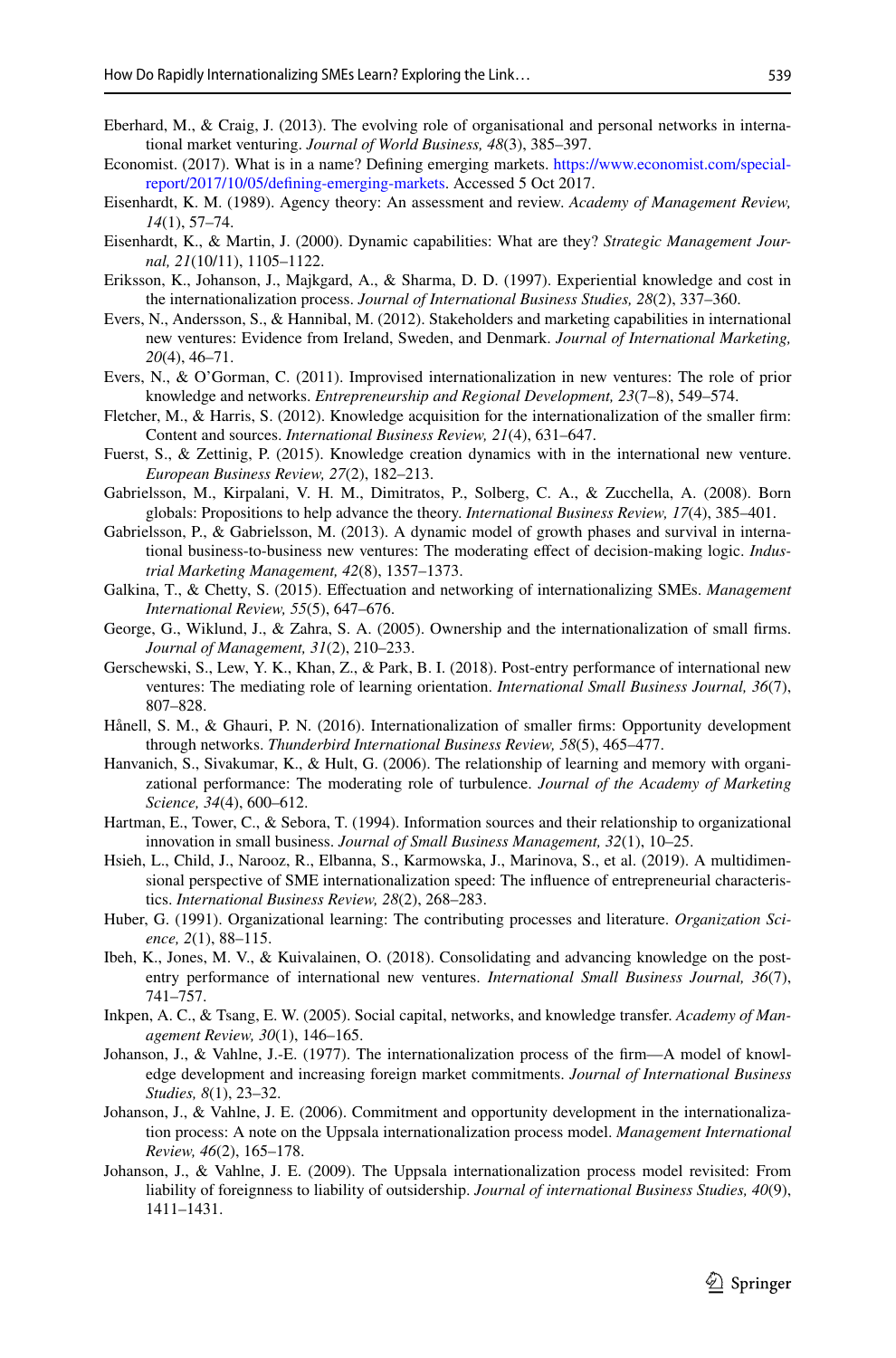Eberhard, M., & Craig, J. (2013). The evolving role of organisational and personal networks in international market venturing. *Journal of World Business, 48*(3), 385–397.

Economist. (2017). What is in a name? Defining emerging markets. https://www.economist.com/special-report/2017/10/05/defining-emerging-markets. Accessed 5 Oct 2017.

Eisenhardt, K. M. (1989). Agency theory: An assessment and review. *Academy of Management Review, 14*(1), 57–74.

Eisenhardt, K., & Martin, J. (2000). Dynamic capabilities: What are they? *Strategic Management Journal, 21*(10/11), 1105–1122.

Eriksson, K., Johanson, J., Majkgard, A., & Sharma, D. D. (1997). Experiential knowledge and cost in the internationalization process. *Journal of International Business Studies, 28*(2), 337–360.

Evers, N., Andersson, S., & Hannibal, M. (2012). Stakeholders and marketing capabilities in international new ventures: Evidence from Ireland, Sweden, and Denmark. *Journal of International Marketing, 20*(4), 46–71.

Evers, N., & O'Gorman, C. (2011). Improvised internationalization in new ventures: The role of prior knowledge and networks. *Entrepreneurship and Regional Development, 23*(7–8), 549–574.

Fletcher, M., & Harris, S. (2012). Knowledge acquisition for the internationalization of the smaller firm: Content and sources. *International Business Review, 21*(4), 631–647.

Fuerst, S., & Zettinig, P. (2015). Knowledge creation dynamics with in the international new venture. *European Business Review, 27*(2), 182–213.

Gabrielsson, M., Kirpalani, V. H. M., Dimitratos, P., Solberg, C. A., & Zucchella, A. (2008). Born globals: Propositions to help advance the theory. *International Business Review, 17*(4), 385–401.

Gabrielsson, P., & Gabrielsson, M. (2013). A dynamic model of growth phases and survival in international business-to-business new ventures: The moderating effect of decision-making logic. *Industrial Marketing Management, 42*(8), 1357–1373.

Galkina, T., & Chetty, S. (2015). Effectuation and networking of internationalizing SMEs. *Management International Review, 55*(5), 647–676.

George, G., Wiklund, J., & Zahra, S. A. (2005). Ownership and the internationalization of small firms. *Journal of Management, 31*(2), 210–233.

Gerschewski, S., Lew, Y. K., Khan, Z., & Park, B. I. (2018). Post-entry performance of international new ventures: The mediating role of learning orientation. *International Small Business Journal, 36*(7), 807–828.

Hånell, S. M., & Ghauri, P. N. (2016). Internationalization of smaller firms: Opportunity development through networks. *Thunderbird International Business Review, 58*(5), 465–477.

Hanvanich, S., Sivakumar, K., & Hult, G. (2006). The relationship of learning and memory with organizational performance: The moderating role of turbulence. *Journal of the Academy of Marketing Science, 34*(4), 600–612.

Hartman, E., Tower, C., & Sebora, T. (1994). Information sources and their relationship to organizational innovation in small business. *Journal of Small Business Management, 32*(1), 10–25.

Hsieh, L., Child, J., Narooz, R., Elbanna, S., Karmowska, J., Marinova, S., et al. (2019). A multidimensional perspective of SME internationalization speed: The influence of entrepreneurial characteristics. *International Business Review, 28*(2), 268–283.

Huber, G. (1991). Organizational learning: The contributing processes and literature. *Organization Science, 2*(1), 88–115.

Ibeh, K., Jones, M. V., & Kuivalainen, O. (2018). Consolidating and advancing knowledge on the post-entry performance of international new ventures. *International Small Business Journal, 36*(7), 741–757.

Inkpen, A. C., & Tsang, E. W. (2005). Social capital, networks, and knowledge transfer. *Academy of Management Review, 30*(1), 146–165.

Johanson, J., & Vahlne, J.-E. (1977). The internationalization process of the firm—A model of knowledge development and increasing foreign market commitments. *Journal of International Business Studies, 8*(1), 23–32.

Johanson, J., & Vahlne, J. E. (2006). Commitment and opportunity development in the internationalization process: A note on the Uppsala internationalization process model. *Management International Review, 46*(2), 165–178.

Johanson, J., & Vahlne, J. E. (2009). The Uppsala internationalization process model revisited: From liability of foreignness to liability of outsidership. *Journal of international Business Studies, 40*(9), 1411–1431.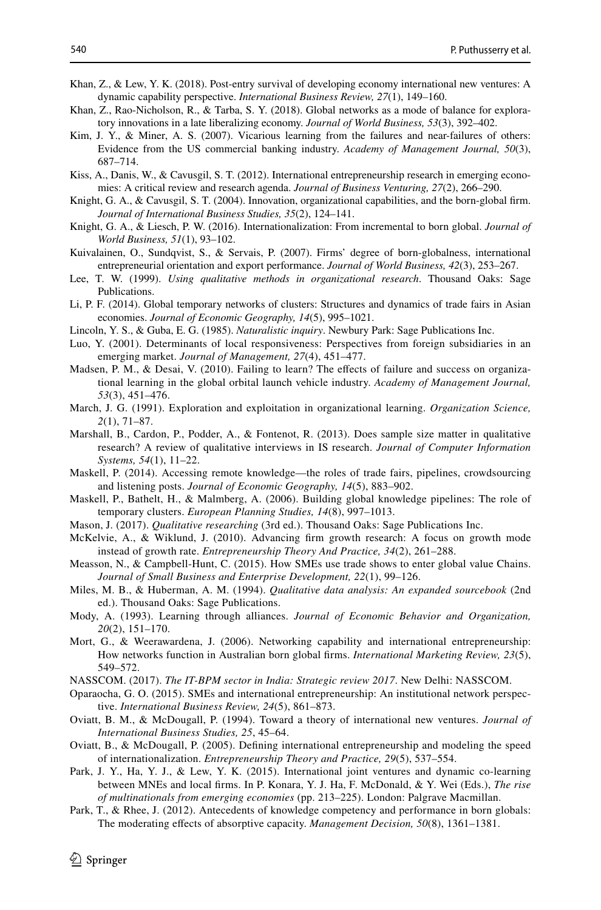Khan, Z., & Lew, Y. K. (2018). Post-entry survival of developing economy international new ventures: A dynamic capability perspective. *International Business Review, 27*(1), 149–160.

Khan, Z., Rao-Nicholson, R., & Tarba, S. Y. (2018). Global networks as a mode of balance for exploratory innovations in a late liberalizing economy. *Journal of World Business, 53*(3), 392–402.

Kim, J. Y., & Miner, A. S. (2007). Vicarious learning from the failures and near-failures of others: Evidence from the US commercial banking industry. *Academy of Management Journal, 50*(3), 687–714.

Kiss, A., Danis, W., & Cavusgil, S. T. (2012). International entrepreneurship research in emerging economies: A critical review and research agenda. *Journal of Business Venturing, 27*(2), 266–290.

Knight, G. A., & Cavusgil, S. T. (2004). Innovation, organizational capabilities, and the born-global firm. *Journal of International Business Studies, 35*(2), 124–141.

Knight, G. A., & Liesch, P. W. (2016). Internationalization: From incremental to born global. *Journal of World Business, 51*(1), 93–102.

Kuivalainen, O., Sundqvist, S., & Servais, P. (2007). Firms' degree of born-globalness, international entrepreneurial orientation and export performance. *Journal of World Business, 42*(3), 253–267.

Lee, T. W. (1999). *Using qualitative methods in organizational research*. Thousand Oaks: Sage Publications.

Li, P. F. (2014). Global temporary networks of clusters: Structures and dynamics of trade fairs in Asian economies. *Journal of Economic Geography, 14*(5), 995–1021.

Lincoln, Y. S., & Guba, E. G. (1985). *Naturalistic inquiry*. Newbury Park: Sage Publications Inc.

Luo, Y. (2001). Determinants of local responsiveness: Perspectives from foreign subsidiaries in an emerging market. *Journal of Management, 27*(4), 451–477.

Madsen, P. M., & Desai, V. (2010). Failing to learn? The effects of failure and success on organizational learning in the global orbital launch vehicle industry. *Academy of Management Journal, 53*(3), 451–476.

March, J. G. (1991). Exploration and exploitation in organizational learning. *Organization Science, 2*(1), 71–87.

Marshall, B., Cardon, P., Podder, A., & Fontenot, R. (2013). Does sample size matter in qualitative research? A review of qualitative interviews in IS research. *Journal of Computer Information Systems, 54*(1), 11–22.

Maskell, P. (2014). Accessing remote knowledge—the roles of trade fairs, pipelines, crowdsourcing and listening posts. *Journal of Economic Geography, 14*(5), 883–902.

Maskell, P., Bathelt, H., & Malmberg, A. (2006). Building global knowledge pipelines: The role of temporary clusters. *European Planning Studies, 14*(8), 997–1013.

Mason, J. (2017). *Qualitative researching* (3rd ed.). Thousand Oaks: Sage Publications Inc.

McKelvie, A., & Wiklund, J. (2010). Advancing firm growth research: A focus on growth mode instead of growth rate. *Entrepreneurship Theory And Practice, 34*(2), 261–288.

Measson, N., & Campbell-Hunt, C. (2015). How SMEs use trade shows to enter global value Chains. *Journal of Small Business and Enterprise Development, 22*(1), 99–126.

Miles, M. B., & Huberman, A. M. (1994). *Qualitative data analysis: An expanded sourcebook* (2nd ed.). Thousand Oaks: Sage Publications.

Mody, A. (1993). Learning through alliances. *Journal of Economic Behavior and Organization, 20*(2), 151–170.

Mort, G., & Weerawardena, J. (2006). Networking capability and international entrepreneurship: How networks function in Australian born global firms. *International Marketing Review, 23*(5), 549–572.

NASSCOM. (2017). *The IT-BPM sector in India: Strategic review 2017*. New Delhi: NASSCOM.

Oparaocha, G. O. (2015). SMEs and international entrepreneurship: An institutional network perspective. *International Business Review, 24*(5), 861–873.

Oviatt, B. M., & McDougall, P. (1994). Toward a theory of international new ventures. *Journal of International Business Studies, 25*, 45–64.

Oviatt, B., & McDougall, P. (2005). Defining international entrepreneurship and modeling the speed of internationalization. *Entrepreneurship Theory and Practice, 29*(5), 537–554.

Park, J. Y., Ha, Y. J., & Lew, Y. K. (2015). International joint ventures and dynamic co-learning between MNEs and local firms. In P. Konara, Y. J. Ha, F. McDonald, & Y. Wei (Eds.), *The rise of multinationals from emerging economies* (pp. 213–225). London: Palgrave Macmillan.

Park, T., & Rhee, J. (2012). Antecedents of knowledge competency and performance in born globals: The moderating effects of absorptive capacity. *Management Decision, 50*(8), 1361–1381.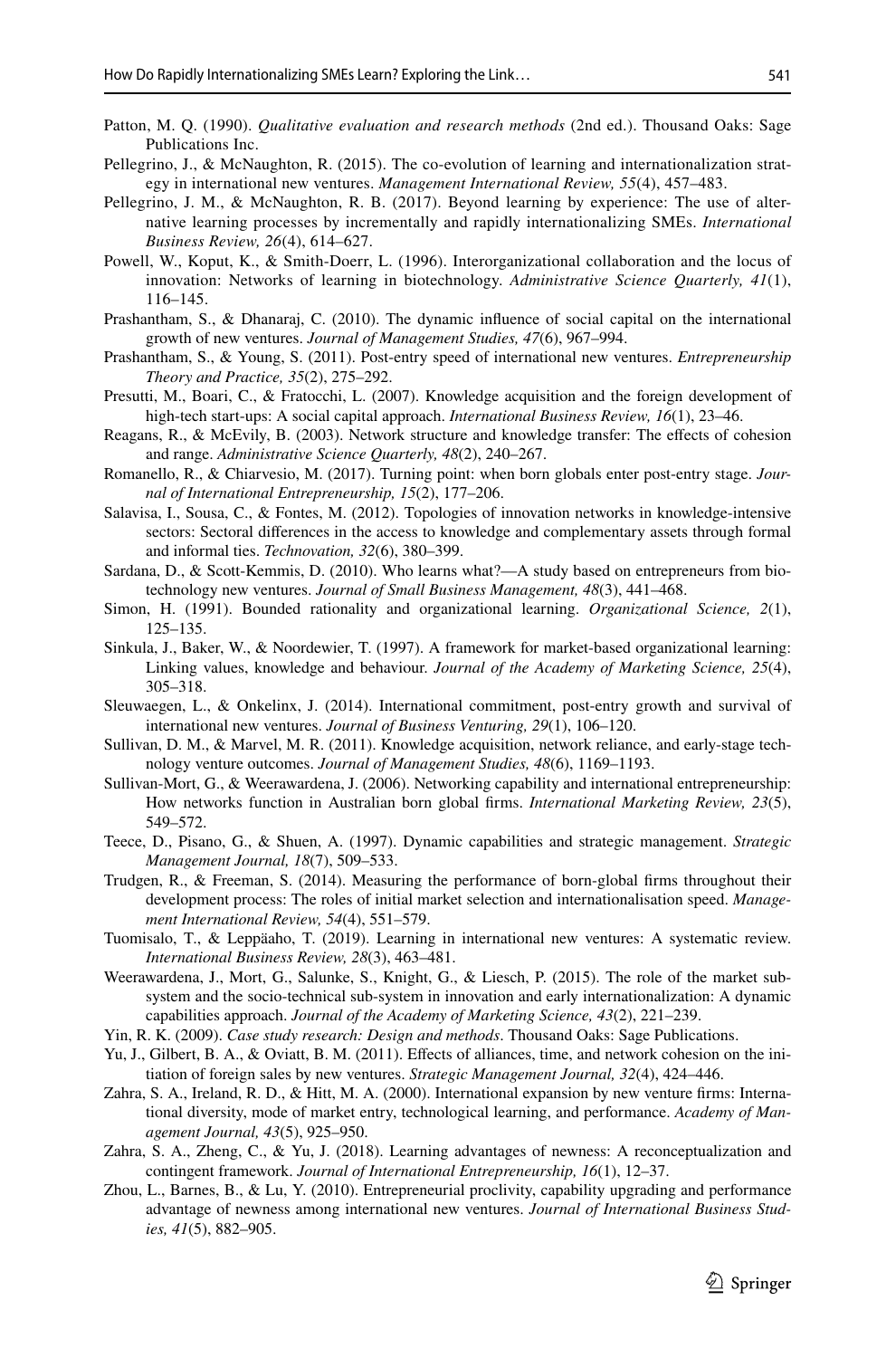Patton, M. Q. (1990). *Qualitative evaluation and research methods* (2nd ed.). Thousand Oaks: Sage Publications Inc.

Pellegrino, J., & McNaughton, R. (2015). The co-evolution of learning and internationalization strategy in international new ventures. *Management International Review, 55*(4), 457–483.

Pellegrino, J. M., & McNaughton, R. B. (2017). Beyond learning by experience: The use of alternative learning processes by incrementally and rapidly internationalizing SMEs. *International Business Review, 26*(4), 614–627.

Powell, W., Koput, K., & Smith-Doerr, L. (1996). Interorganizational collaboration and the locus of innovation: Networks of learning in biotechnology. *Administrative Science Quarterly, 41*(1), 116–145.

Prashantham, S., & Dhanaraj, C. (2010). The dynamic influence of social capital on the international growth of new ventures. *Journal of Management Studies, 47*(6), 967–994.

Prashantham, S., & Young, S. (2011). Post-entry speed of international new ventures. *Entrepreneurship Theory and Practice, 35*(2), 275–292.

Presutti, M., Boari, C., & Fratocchi, L. (2007). Knowledge acquisition and the foreign development of high-tech start-ups: A social capital approach. *International Business Review, 16*(1), 23–46.

Reagans, R., & McEvily, B. (2003). Network structure and knowledge transfer: The effects of cohesion and range. *Administrative Science Quarterly, 48*(2), 240–267.

Romanello, R., & Chiarvesio, M. (2017). Turning point: when born globals enter post-entry stage. *Journal of International Entrepreneurship, 15*(2), 177–206.

Salavisa, I., Sousa, C., & Fontes, M. (2012). Topologies of innovation networks in knowledge-intensive sectors: Sectoral differences in the access to knowledge and complementary assets through formal and informal ties. *Technovation, 32*(6), 380–399.

Sardana, D., & Scott-Kemmis, D. (2010). Who learns what?—A study based on entrepreneurs from biotechnology new ventures. *Journal of Small Business Management, 48*(3), 441–468.

Simon, H. (1991). Bounded rationality and organizational learning. *Organizational Science, 2*(1), 125–135.

Sinkula, J., Baker, W., & Noordewier, T. (1997). A framework for market-based organizational learning: Linking values, knowledge and behaviour. *Journal of the Academy of Marketing Science, 25*(4), 305–318.

Sleuwaegen, L., & Onkelinx, J. (2014). International commitment, post-entry growth and survival of international new ventures. *Journal of Business Venturing, 29*(1), 106–120.

Sullivan, D. M., & Marvel, M. R. (2011). Knowledge acquisition, network reliance, and early-stage technology venture outcomes. *Journal of Management Studies, 48*(6), 1169–1193.

Sullivan-Mort, G., & Weerawardena, J. (2006). Networking capability and international entrepreneurship: How networks function in Australian born global firms. *International Marketing Review, 23*(5), 549–572.

Teece, D., Pisano, G., & Shuen, A. (1997). Dynamic capabilities and strategic management. *Strategic Management Journal, 18*(7), 509–533.

Trudgen, R., & Freeman, S. (2014). Measuring the performance of born-global firms throughout their development process: The roles of initial market selection and internationalisation speed. *Management International Review, 54*(4), 551–579.

Tuomisalo, T., & Leppäaho, T. (2019). Learning in international new ventures: A systematic review. *International Business Review, 28*(3), 463–481.

Weerawardena, J., Mort, G., Salunke, S., Knight, G., & Liesch, P. (2015). The role of the market subsystem and the socio-technical sub-system in innovation and early internationalization: A dynamic capabilities approach. *Journal of the Academy of Marketing Science, 43*(2), 221–239.

Yin, R. K. (2009). *Case study research: Design and methods*. Thousand Oaks: Sage Publications.

Yu, J., Gilbert, B. A., & Oviatt, B. M. (2011). Effects of alliances, time, and network cohesion on the initiation of foreign sales by new ventures. *Strategic Management Journal, 32*(4), 424–446.

Zahra, S. A., Ireland, R. D., & Hitt, M. A. (2000). International expansion by new venture firms: International diversity, mode of market entry, technological learning, and performance. *Academy of Management Journal, 43*(5), 925–950.

Zahra, S. A., Zheng, C., & Yu, J. (2018). Learning advantages of newness: A reconceptualization and contingent framework. *Journal of International Entrepreneurship, 16*(1), 12–37.

Zhou, L., Barnes, B., & Lu, Y. (2010). Entrepreneurial proclivity, capability upgrading and performance advantage of newness among international new ventures. *Journal of International Business Studies, 41*(5), 882–905.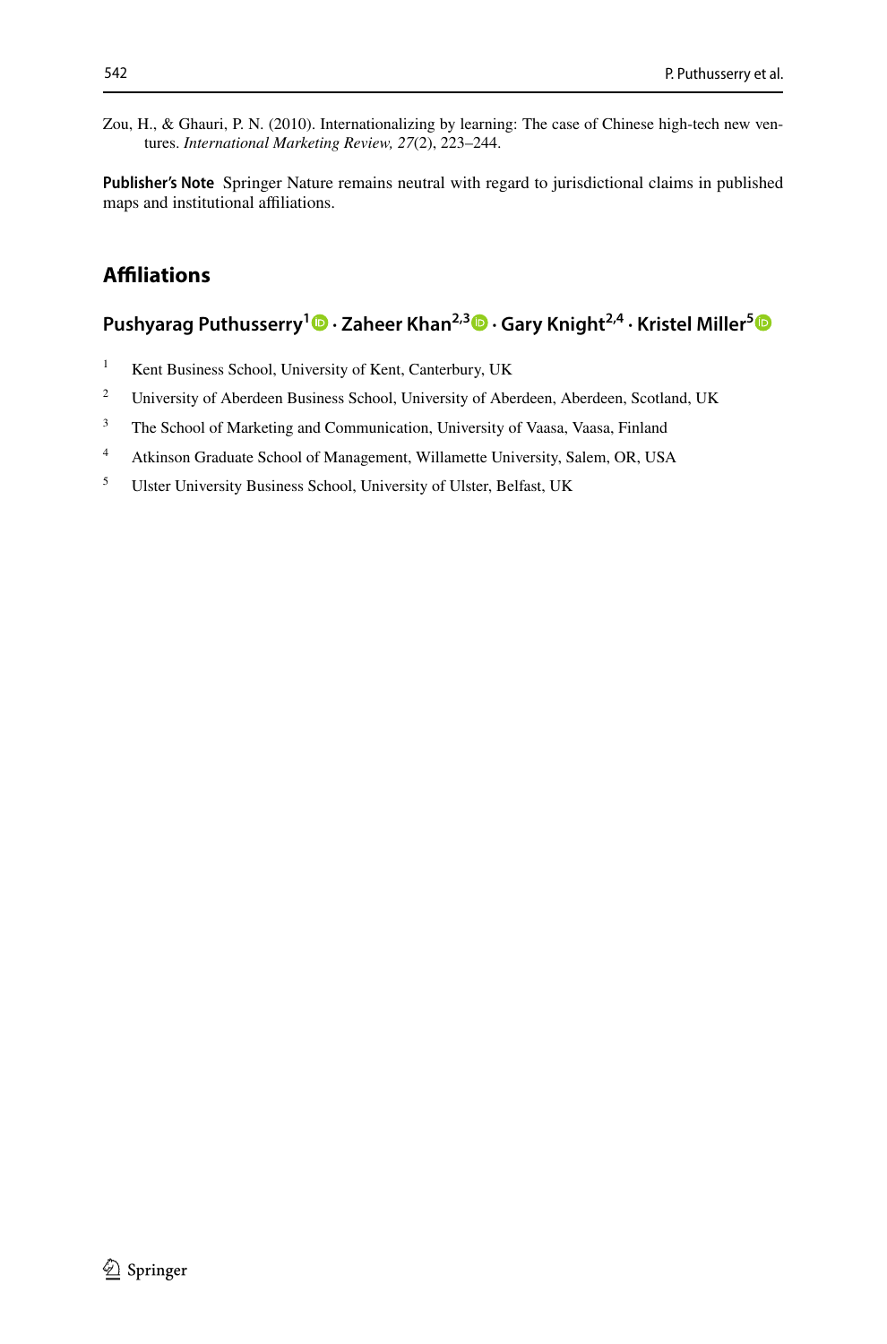Zou, H., & Ghauri, P. N. (2010). Internationalizing by learning: The case of Chinese high-tech new ventures. *International Marketing Review, 27*(2), 223–244.

**Publisher's Note** Springer Nature remains neutral with regard to jurisdictional claims in published maps and institutional affiliations.

## Affiliations

**Pushyarag Puthusserry[1] · Zaheer Khan[2,3] · Gary Knight[2,4] · Kristel Miller[5]**

[1] Kent Business School, University of Kent, Canterbury, UK

[2] University of Aberdeen Business School, University of Aberdeen, Aberdeen, Scotland, UK

[3] The School of Marketing and Communication, University of Vaasa, Vaasa, Finland

[4] Atkinson Graduate School of Management, Willamette University, Salem, OR, USA

[5] Ulster University Business School, University of Ulster, Belfast, UK